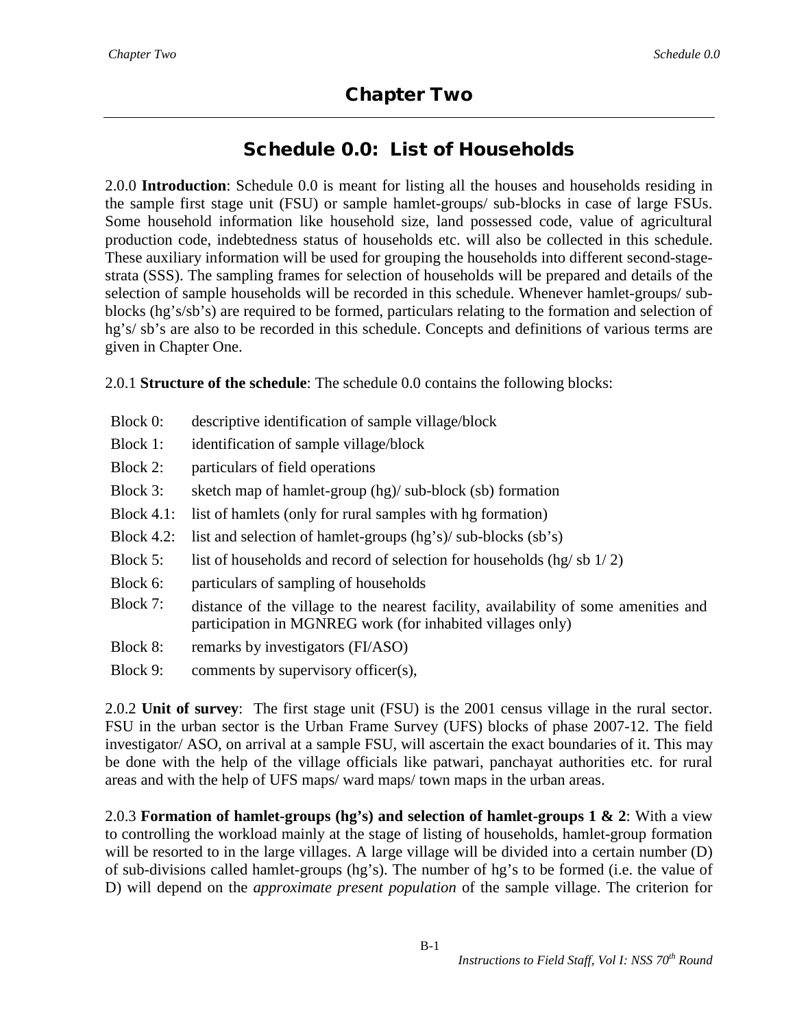# Chapter Two

## Schedule 0.0: List of Households

2.0.0 **Introduction**: Schedule 0.0 is meant for listing all the houses and households residing in the sample first stage unit (FSU) or sample hamlet-groups/ sub-blocks in case of large FSUs. Some household information like household size, land possessed code, value of agricultural production code, indebtedness status of households etc. will also be collected in this schedule. These auxiliary information will be used for grouping the households into different second-stage-strata (SSS). The sampling frames for selection of households will be prepared and details of the selection of sample households will be recorded in this schedule. Whenever hamlet-groups/ sub-blocks (hg's/sb's) are required to be formed, particulars relating to the formation and selection of hg's/ sb's are also to be recorded in this schedule. Concepts and definitions of various terms are given in Chapter One.

2.0.1 **Structure of the schedule**: The schedule 0.0 contains the following blocks:

| | |
|---|---|
| Block 0: | descriptive identification of sample village/block |
| Block 1: | identification of sample village/block |
| Block 2: | particulars of field operations |
| Block 3: | sketch map of hamlet-group (hg)/ sub-block (sb) formation |
| Block 4.1: | list of hamlets (only for rural samples with hg formation) |
| Block 4.2: | list and selection of hamlet-groups (hg's)/ sub-blocks (sb's) |
| Block 5: | list of households and record of selection for households (hg/ sb 1/ 2) |
| Block 6: | particulars of sampling of households |
| Block 7: | distance of the village to the nearest facility, availability of some amenities and participation in MGNREG work (for inhabited villages only) |
| Block 8: | remarks by investigators (FI/ASO) |
| Block 9: | comments by supervisory officer(s), |

2.0.2 **Unit of survey**: The first stage unit (FSU) is the 2001 census village in the rural sector. FSU in the urban sector is the Urban Frame Survey (UFS) blocks of phase 2007-12. The field investigator/ ASO, on arrival at a sample FSU, will ascertain the exact boundaries of it. This may be done with the help of the village officials like patwari, panchayat authorities etc. for rural areas and with the help of UFS maps/ ward maps/ town maps in the urban areas.

2.0.3 **Formation of hamlet-groups (hg's) and selection of hamlet-groups 1 & 2**: With a view to controlling the workload mainly at the stage of listing of households, hamlet-group formation will be resorted to in the large villages. A large village will be divided into a certain number (D) of sub-divisions called hamlet-groups (hg's). The number of hg's to be formed (i.e. the value of D) will depend on the *approximate present population* of the sample village. The criterion for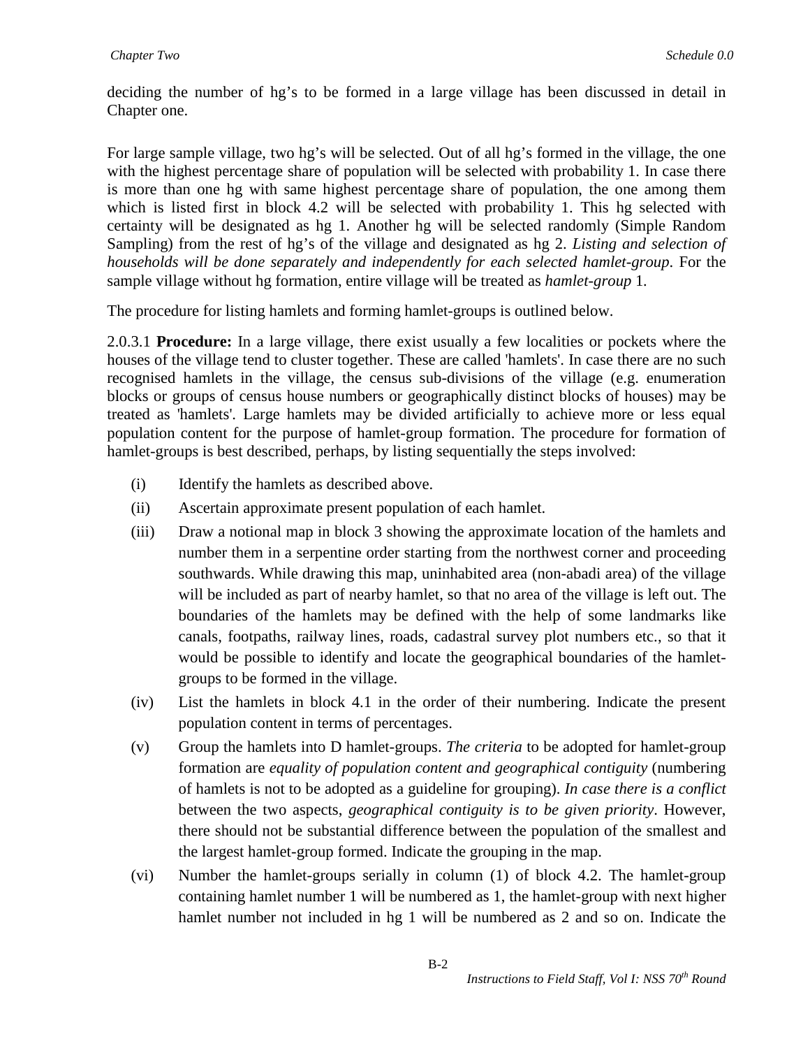deciding the number of hg's to be formed in a large village has been discussed in detail in Chapter one.

For large sample village, two hg's will be selected. Out of all hg's formed in the village, the one with the highest percentage share of population will be selected with probability 1. In case there is more than one hg with same highest percentage share of population, the one among them which is listed first in block 4.2 will be selected with probability 1. This hg selected with certainty will be designated as hg 1. Another hg will be selected randomly (Simple Random Sampling) from the rest of hg's of the village and designated as hg 2. *Listing and selection of households will be done separately and independently for each selected hamlet-group*. For the sample village without hg formation, entire village will be treated as *hamlet-group* 1.

The procedure for listing hamlets and forming hamlet-groups is outlined below.

2.0.3.1 **Procedure:** In a large village, there exist usually a few localities or pockets where the houses of the village tend to cluster together. These are called 'hamlets'. In case there are no such recognised hamlets in the village, the census sub-divisions of the village (e.g. enumeration blocks or groups of census house numbers or geographically distinct blocks of houses) may be treated as 'hamlets'. Large hamlets may be divided artificially to achieve more or less equal population content for the purpose of hamlet-group formation. The procedure for formation of hamlet-groups is best described, perhaps, by listing sequentially the steps involved:

(i) Identify the hamlets as described above.

(ii) Ascertain approximate present population of each hamlet.

(iii) Draw a notional map in block 3 showing the approximate location of the hamlets and number them in a serpentine order starting from the northwest corner and proceeding southwards. While drawing this map, uninhabited area (non-abadi area) of the village will be included as part of nearby hamlet, so that no area of the village is left out. The boundaries of the hamlets may be defined with the help of some landmarks like canals, footpaths, railway lines, roads, cadastral survey plot numbers etc., so that it would be possible to identify and locate the geographical boundaries of the hamlet-groups to be formed in the village.

(iv) List the hamlets in block 4.1 in the order of their numbering. Indicate the present population content in terms of percentages.

(v) Group the hamlets into D hamlet-groups. *The criteria* to be adopted for hamlet-group formation are *equality of population content and geographical contiguity* (numbering of hamlets is not to be adopted as a guideline for grouping). *In case there is a conflict* between the two aspects, *geographical contiguity is to be given priority*. However, there should not be substantial difference between the population of the smallest and the largest hamlet-group formed. Indicate the grouping in the map.

(vi) Number the hamlet-groups serially in column (1) of block 4.2. The hamlet-group containing hamlet number 1 will be numbered as 1, the hamlet-group with next higher hamlet number not included in hg 1 will be numbered as 2 and so on. Indicate the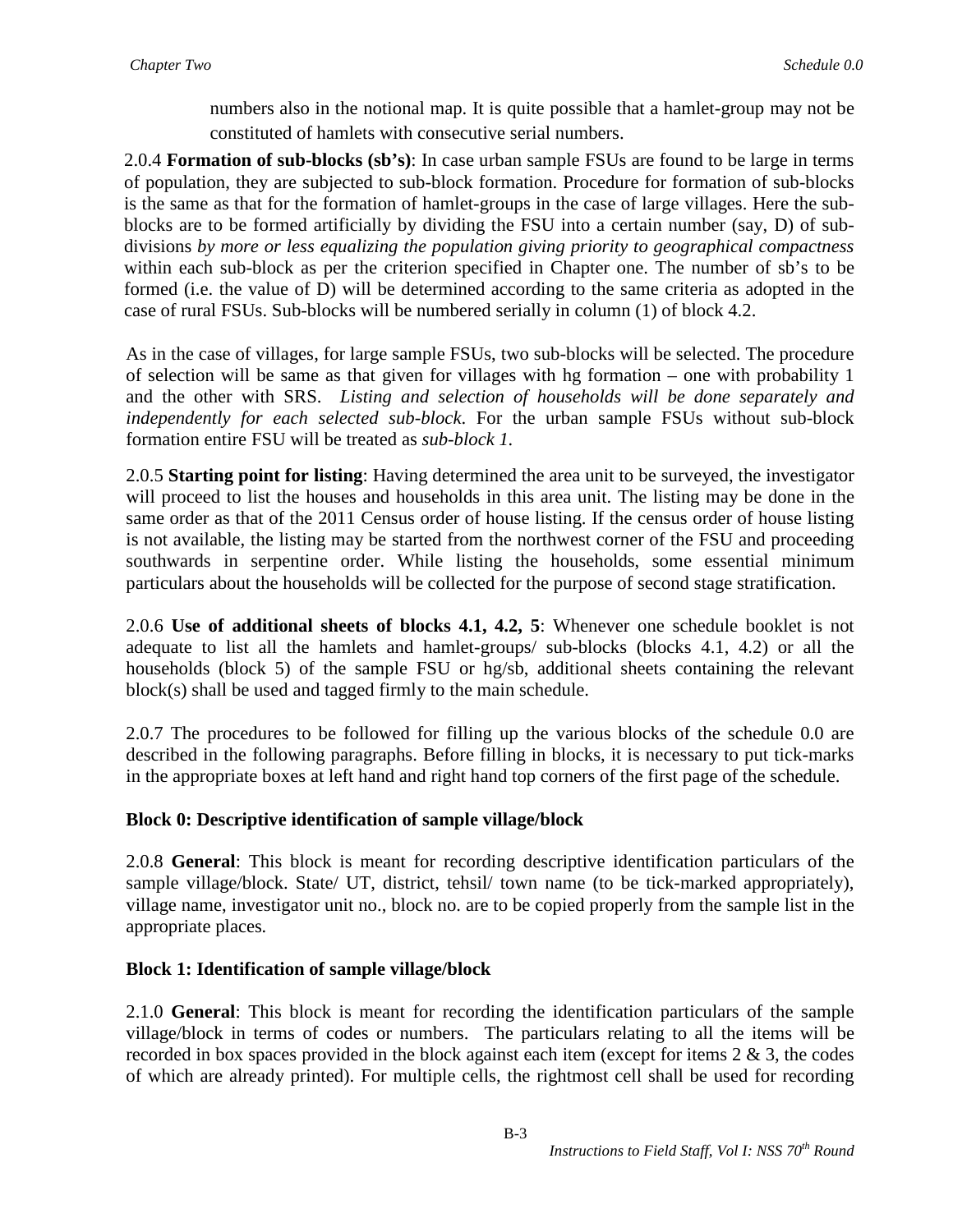numbers also in the notional map. It is quite possible that a hamlet-group may not be constituted of hamlets with consecutive serial numbers.

2.0.4 **Formation of sub-blocks (sb's)**: In case urban sample FSUs are found to be large in terms of population, they are subjected to sub-block formation. Procedure for formation of sub-blocks is the same as that for the formation of hamlet-groups in the case of large villages. Here the sub-blocks are to be formed artificially by dividing the FSU into a certain number (say, D) of sub-divisions *by more or less equalizing the population giving priority to geographical compactness* within each sub-block as per the criterion specified in Chapter one. The number of sb's to be formed (i.e. the value of D) will be determined according to the same criteria as adopted in the case of rural FSUs. Sub-blocks will be numbered serially in column (1) of block 4.2.

As in the case of villages, for large sample FSUs, two sub-blocks will be selected. The procedure of selection will be same as that given for villages with hg formation – one with probability 1 and the other with SRS. *Listing and selection of households will be done separately and independently for each selected sub-block.* For the urban sample FSUs without sub-block formation entire FSU will be treated as *sub-block 1.*

2.0.5 **Starting point for listing**: Having determined the area unit to be surveyed, the investigator will proceed to list the houses and households in this area unit. The listing may be done in the same order as that of the 2011 Census order of house listing. If the census order of house listing is not available, the listing may be started from the northwest corner of the FSU and proceeding southwards in serpentine order. While listing the households, some essential minimum particulars about the households will be collected for the purpose of second stage stratification.

2.0.6 **Use of additional sheets of blocks 4.1, 4.2, 5**: Whenever one schedule booklet is not adequate to list all the hamlets and hamlet-groups/ sub-blocks (blocks 4.1, 4.2) or all the households (block 5) of the sample FSU or hg/sb, additional sheets containing the relevant block(s) shall be used and tagged firmly to the main schedule.

2.0.7 The procedures to be followed for filling up the various blocks of the schedule 0.0 are described in the following paragraphs. Before filling in blocks, it is necessary to put tick-marks in the appropriate boxes at left hand and right hand top corners of the first page of the schedule.

### Block 0: Descriptive identification of sample village/block

2.0.8 **General**: This block is meant for recording descriptive identification particulars of the sample village/block. State/ UT, district, tehsil/ town name (to be tick-marked appropriately), village name, investigator unit no., block no. are to be copied properly from the sample list in the appropriate places.

### Block 1: Identification of sample village/block

2.1.0 **General**: This block is meant for recording the identification particulars of the sample village/block in terms of codes or numbers. The particulars relating to all the items will be recorded in box spaces provided in the block against each item (except for items 2 & 3, the codes of which are already printed). For multiple cells, the rightmost cell shall be used for recording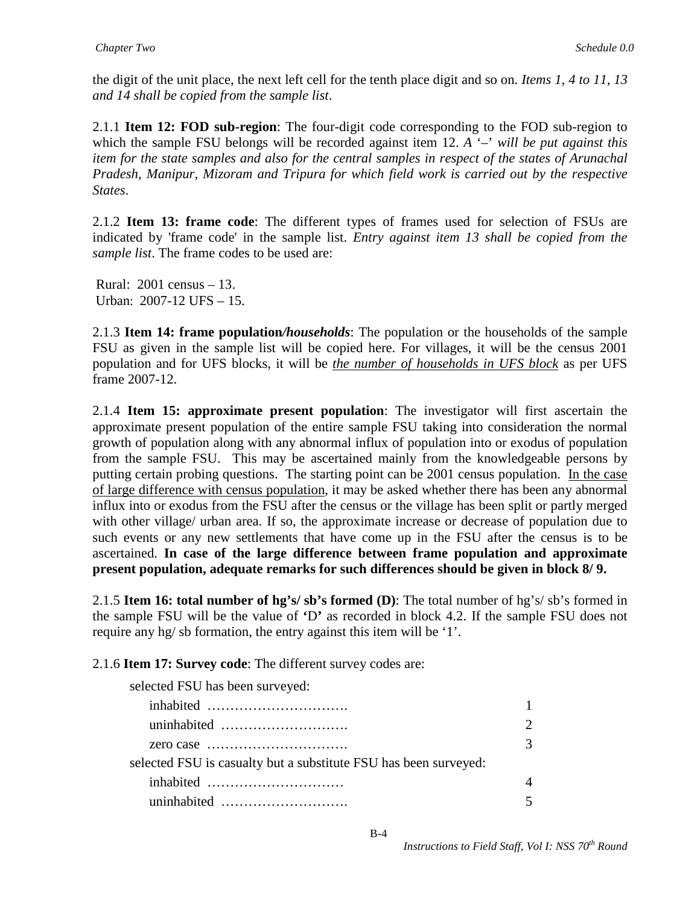the digit of the unit place, the next left cell for the tenth place digit and so on. *Items 1, 4 to 11, 13 and 14 shall be copied from the sample list*.

2.1.1 **Item 12: FOD sub-region**: The four-digit code corresponding to the FOD sub-region to which the sample FSU belongs will be recorded against item 12. *A '–' will be put against this item for the state samples and also for the central samples in respect of the states of Arunachal Pradesh, Manipur, Mizoram and Tripura for which field work is carried out by the respective States*.

2.1.2 **Item 13: frame code**: The different types of frames used for selection of FSUs are indicated by 'frame code' in the sample list. *Entry against item 13 shall be copied from the sample list*. The frame codes to be used are:

Rural: 2001 census – 13.
Urban: 2007-12 UFS – 15.

2.1.3 **Item 14: frame population*/households***: The population or the households of the sample FSU as given in the sample list will be copied here. For villages, it will be the census 2001 population and for UFS blocks, it will be <u>*the number of households in UFS block*</u> as per UFS frame 2007-12.

2.1.4 **Item 15: approximate present population**: The investigator will first ascertain the approximate present population of the entire sample FSU taking into consideration the normal growth of population along with any abnormal influx of population into or exodus of population from the sample FSU. This may be ascertained mainly from the knowledgeable persons by putting certain probing questions. The starting point can be 2001 census population. <u>In the case of large difference with census population</u>, it may be asked whether there has been any abnormal influx into or exodus from the FSU after the census or the village has been split or partly merged with other village/ urban area. If so, the approximate increase or decrease of population due to such events or any new settlements that have come up in the FSU after the census is to be ascertained. **In case of the large difference between frame population and approximate present population, adequate remarks for such differences should be given in block 8/ 9.**

2.1.5 **Item 16: total number of hg's/ sb's formed (D)**: The total number of hg's/ sb's formed in the sample FSU will be the value of **'D'** as recorded in block 4.2. If the sample FSU does not require any hg/ sb formation, the entry against this item will be '1'.

2.1.6 **Item 17: Survey code**: The different survey codes are:

selected FSU has been surveyed:

- inhabited ………………………… 1
- uninhabited ………………………. 2
- zero case …………………………. 3

selected FSU is casualty but a substitute FSU has been surveyed:

- inhabited ………………………… 4
- uninhabited ………………………. 5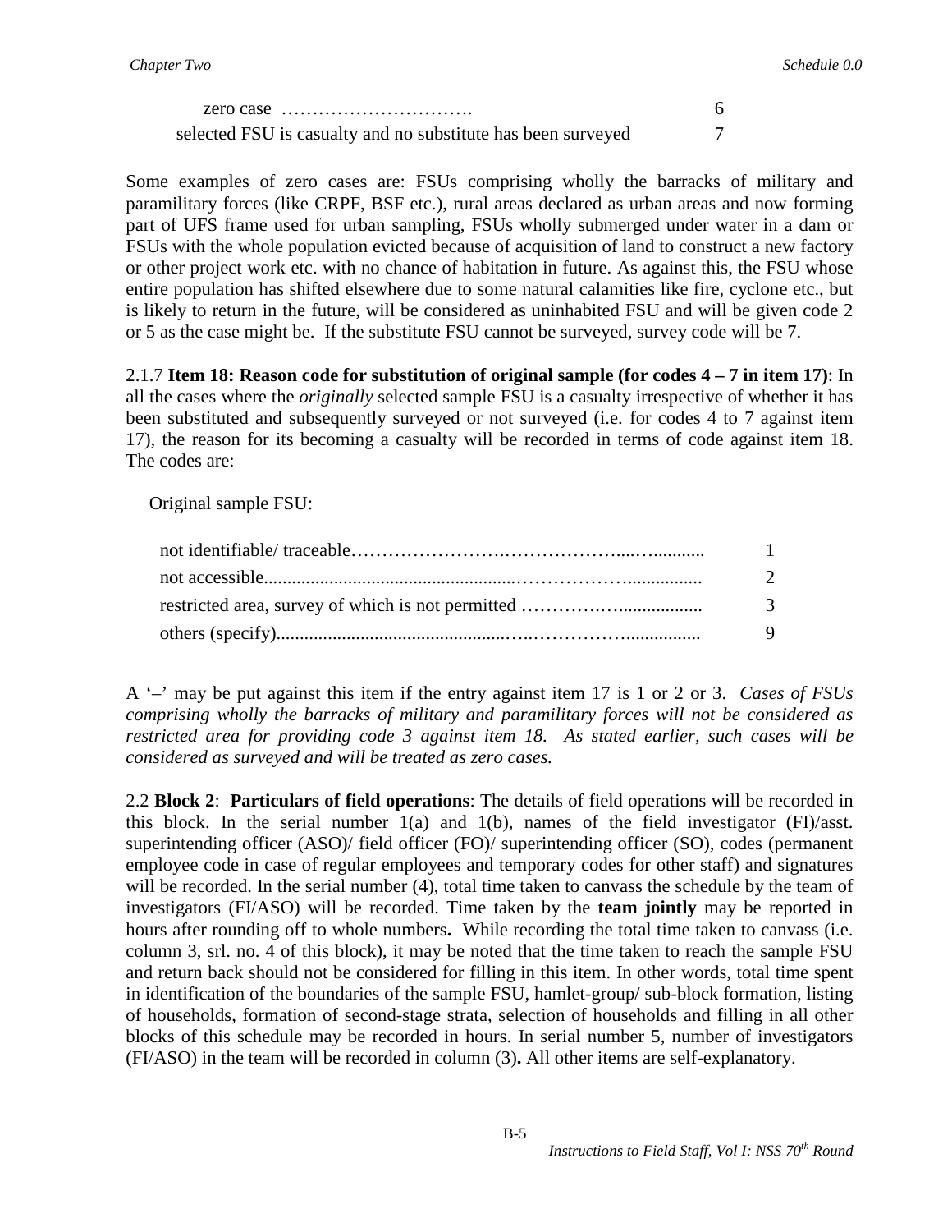| | |
|---|---|
| zero case …………………………. | 6 |
| selected FSU is casualty and no substitute has been surveyed | 7 |

Some examples of zero cases are: FSUs comprising wholly the barracks of military and paramilitary forces (like CRPF, BSF etc.), rural areas declared as urban areas and now forming part of UFS frame used for urban sampling, FSUs wholly submerged under water in a dam or FSUs with the whole population evicted because of acquisition of land to construct a new factory or other project work etc. with no chance of habitation in future. As against this, the FSU whose entire population has shifted elsewhere due to some natural calamities like fire, cyclone etc., but is likely to return in the future, will be considered as uninhabited FSU and will be given code 2 or 5 as the case might be. If the substitute FSU cannot be surveyed, survey code will be 7.

2.1.7 **Item 18: Reason code for substitution of original sample (for codes 4 – 7 in item 17)**: In all the cases where the *originally* selected sample FSU is a casualty irrespective of whether it has been substituted and subsequently surveyed or not surveyed (i.e. for codes 4 to 7 against item 17), the reason for its becoming a casualty will be recorded in terms of code against item 18. The codes are:

Original sample FSU:

| | |
|---|---|
| not identifiable/ traceable………………………………………........... | 1 |
| not accessible.................................................……………….............. | 2 |
| restricted area, survey of which is not permitted …………….................. | 3 |
| others (specify)..............................................….……………............... | 9 |

A '–' may be put against this item if the entry against item 17 is 1 or 2 or 3. *Cases of FSUs comprising wholly the barracks of military and paramilitary forces will not be considered as restricted area for providing code 3 against item 18. As stated earlier, such cases will be considered as surveyed and will be treated as zero cases.*

2.2 **Block 2**: **Particulars of field operations**: The details of field operations will be recorded in this block. In the serial number 1(a) and 1(b), names of the field investigator (FI)/asst. superintending officer (ASO)/ field officer (FO)/ superintending officer (SO), codes (permanent employee code in case of regular employees and temporary codes for other staff) and signatures will be recorded. In the serial number (4), total time taken to canvass the schedule by the team of investigators (FI/ASO) will be recorded. Time taken by the **team jointly** may be reported in hours after rounding off to whole numbers**.** While recording the total time taken to canvass (i.e. column 3, srl. no. 4 of this block), it may be noted that the time taken to reach the sample FSU and return back should not be considered for filling in this item. In other words, total time spent in identification of the boundaries of the sample FSU, hamlet-group/ sub-block formation, listing of households, formation of second-stage strata, selection of households and filling in all other blocks of this schedule may be recorded in hours. In serial number 5, number of investigators (FI/ASO) in the team will be recorded in column (3)**.** All other items are self-explanatory.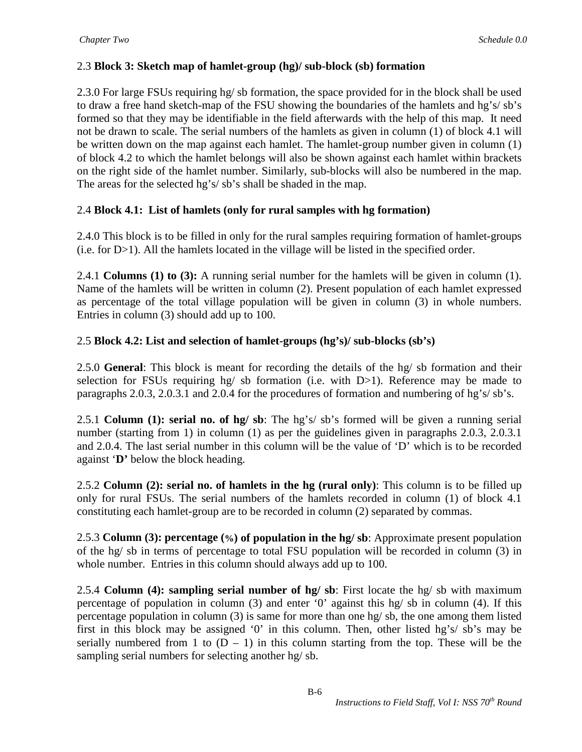## 2.3 **Block 3: Sketch map of hamlet-group (hg)/ sub-block (sb) formation**

2.3.0 For large FSUs requiring hg/ sb formation, the space provided for in the block shall be used to draw a free hand sketch-map of the FSU showing the boundaries of the hamlets and hg's/ sb's formed so that they may be identifiable in the field afterwards with the help of this map. It need not be drawn to scale. The serial numbers of the hamlets as given in column (1) of block 4.1 will be written down on the map against each hamlet. The hamlet-group number given in column (1) of block 4.2 to which the hamlet belongs will also be shown against each hamlet within brackets on the right side of the hamlet number. Similarly, sub-blocks will also be numbered in the map. The areas for the selected hg's/ sb's shall be shaded in the map.

## 2.4 **Block 4.1: List of hamlets (only for rural samples with hg formation)**

2.4.0 This block is to be filled in only for the rural samples requiring formation of hamlet-groups (i.e. for D>1). All the hamlets located in the village will be listed in the specified order.

2.4.1 **Columns (1) to (3):** A running serial number for the hamlets will be given in column (1). Name of the hamlets will be written in column (2). Present population of each hamlet expressed as percentage of the total village population will be given in column (3) in whole numbers. Entries in column (3) should add up to 100.

## 2.5 **Block 4.2: List and selection of hamlet-groups (hg's)/ sub-blocks (sb's)**

2.5.0 **General**: This block is meant for recording the details of the hg/ sb formation and their selection for FSUs requiring hg/ sb formation (i.e. with D>1). Reference may be made to paragraphs 2.0.3, 2.0.3.1 and 2.0.4 for the procedures of formation and numbering of hg's/ sb's.

2.5.1 **Column (1): serial no. of hg/ sb**: The hg's/ sb's formed will be given a running serial number (starting from 1) in column (1) as per the guidelines given in paragraphs 2.0.3, 2.0.3.1 and 2.0.4. The last serial number in this column will be the value of 'D' which is to be recorded against '**D'** below the block heading.

2.5.2 **Column (2): serial no. of hamlets in the hg (rural only)**: This column is to be filled up only for rural FSUs. The serial numbers of the hamlets recorded in column (1) of block 4.1 constituting each hamlet-group are to be recorded in column (2) separated by commas.

2.5.3 **Column (3): percentage (%) of population in the hg/ sb**: Approximate present population of the hg/ sb in terms of percentage to total FSU population will be recorded in column (3) in whole number. Entries in this column should always add up to 100.

2.5.4 **Column (4): sampling serial number of hg/ sb**: First locate the hg/ sb with maximum percentage of population in column (3) and enter '0' against this hg/ sb in column (4). If this percentage population in column (3) is same for more than one hg/ sb, the one among them listed first in this block may be assigned '0' in this column. Then, other listed hg's/ sb's may be serially numbered from 1 to (D – 1) in this column starting from the top. These will be the sampling serial numbers for selecting another hg/ sb.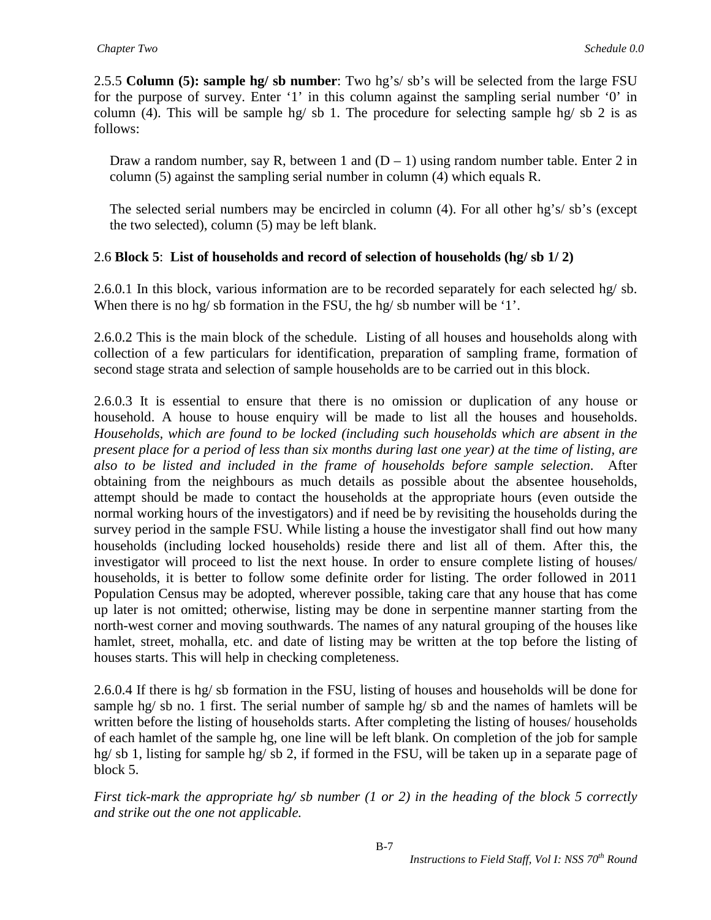2.5.5 **Column (5): sample hg/ sb number**: Two hg's/ sb's will be selected from the large FSU for the purpose of survey. Enter '1' in this column against the sampling serial number '0' in column (4). This will be sample hg/ sb 1. The procedure for selecting sample hg/ sb 2 is as follows:

> Draw a random number, say R, between 1 and (D – 1) using random number table. Enter 2 in column (5) against the sampling serial number in column (4) which equals R.
>
> The selected serial numbers may be encircled in column (4). For all other hg's/ sb's (except the two selected), column (5) may be left blank.

## 2.6 **Block 5**: **List of households and record of selection of households (hg/ sb 1/ 2)**

2.6.0.1 In this block, various information are to be recorded separately for each selected hg/ sb. When there is no hg/ sb formation in the FSU, the hg/ sb number will be '1'.

2.6.0.2 This is the main block of the schedule. Listing of all houses and households along with collection of a few particulars for identification, preparation of sampling frame, formation of second stage strata and selection of sample households are to be carried out in this block.

2.6.0.3 It is essential to ensure that there is no omission or duplication of any house or household. A house to house enquiry will be made to list all the houses and households. *Households, which are found to be locked (including such households which are absent in the present place for a period of less than six months during last one year) at the time of listing, are also to be listed and included in the frame of households before sample selection*. After obtaining from the neighbours as much details as possible about the absentee households, attempt should be made to contact the households at the appropriate hours (even outside the normal working hours of the investigators) and if need be by revisiting the households during the survey period in the sample FSU. While listing a house the investigator shall find out how many households (including locked households) reside there and list all of them. After this, the investigator will proceed to list the next house. In order to ensure complete listing of houses/ households, it is better to follow some definite order for listing. The order followed in 2011 Population Census may be adopted, wherever possible, taking care that any house that has come up later is not omitted; otherwise, listing may be done in serpentine manner starting from the north-west corner and moving southwards. The names of any natural grouping of the houses like hamlet, street, mohalla, etc. and date of listing may be written at the top before the listing of houses starts. This will help in checking completeness.

2.6.0.4 If there is hg/ sb formation in the FSU, listing of houses and households will be done for sample hg/ sb no. 1 first. The serial number of sample hg/ sb and the names of hamlets will be written before the listing of households starts. After completing the listing of houses/ households of each hamlet of the sample hg, one line will be left blank. On completion of the job for sample hg/ sb 1, listing for sample hg/ sb 2, if formed in the FSU, will be taken up in a separate page of block 5.

*First tick-mark the appropriate hg/ sb number (1 or 2) in the heading of the block 5 correctly and strike out the one not applicable.*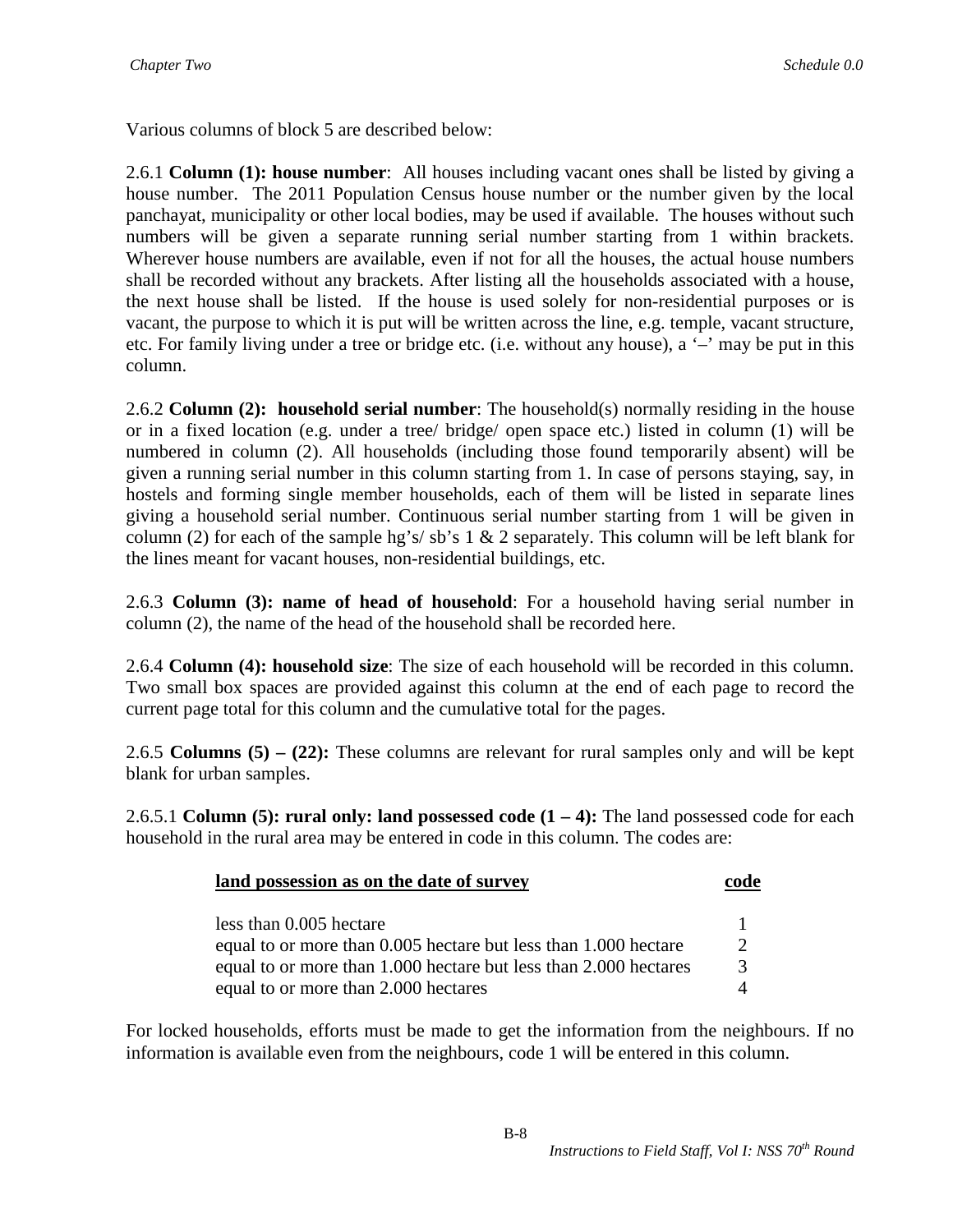Various columns of block 5 are described below:

2.6.1 **Column (1): house number**: All houses including vacant ones shall be listed by giving a house number. The 2011 Population Census house number or the number given by the local panchayat, municipality or other local bodies, may be used if available. The houses without such numbers will be given a separate running serial number starting from 1 within brackets. Wherever house numbers are available, even if not for all the houses, the actual house numbers shall be recorded without any brackets. After listing all the households associated with a house, the next house shall be listed. If the house is used solely for non-residential purposes or is vacant, the purpose to which it is put will be written across the line, e.g. temple, vacant structure, etc. For family living under a tree or bridge etc. (i.e. without any house), a '–' may be put in this column.

2.6.2 **Column (2): household serial number**: The household(s) normally residing in the house or in a fixed location (e.g. under a tree/ bridge/ open space etc.) listed in column (1) will be numbered in column (2). All households (including those found temporarily absent) will be given a running serial number in this column starting from 1. In case of persons staying, say, in hostels and forming single member households, each of them will be listed in separate lines giving a household serial number. Continuous serial number starting from 1 will be given in column (2) for each of the sample hg's/ sb's 1 & 2 separately. This column will be left blank for the lines meant for vacant houses, non-residential buildings, etc.

2.6.3 **Column (3): name of head of household**: For a household having serial number in column (2), the name of the head of the household shall be recorded here.

2.6.4 **Column (4): household size**: The size of each household will be recorded in this column. Two small box spaces are provided against this column at the end of each page to record the current page total for this column and the cumulative total for the pages.

2.6.5 **Columns (5) – (22):** These columns are relevant for rural samples only and will be kept blank for urban samples.

2.6.5.1 **Column (5): rural only: land possessed code (1 – 4):** The land possessed code for each household in the rural area may be entered in code in this column. The codes are:

| land possession as on the date of survey | code |
|---|---|
| less than 0.005 hectare | 1 |
| equal to or more than 0.005 hectare but less than 1.000 hectare | 2 |
| equal to or more than 1.000 hectare but less than 2.000 hectares | 3 |
| equal to or more than 2.000 hectares | 4 |

For locked households, efforts must be made to get the information from the neighbours. If no information is available even from the neighbours, code 1 will be entered in this column.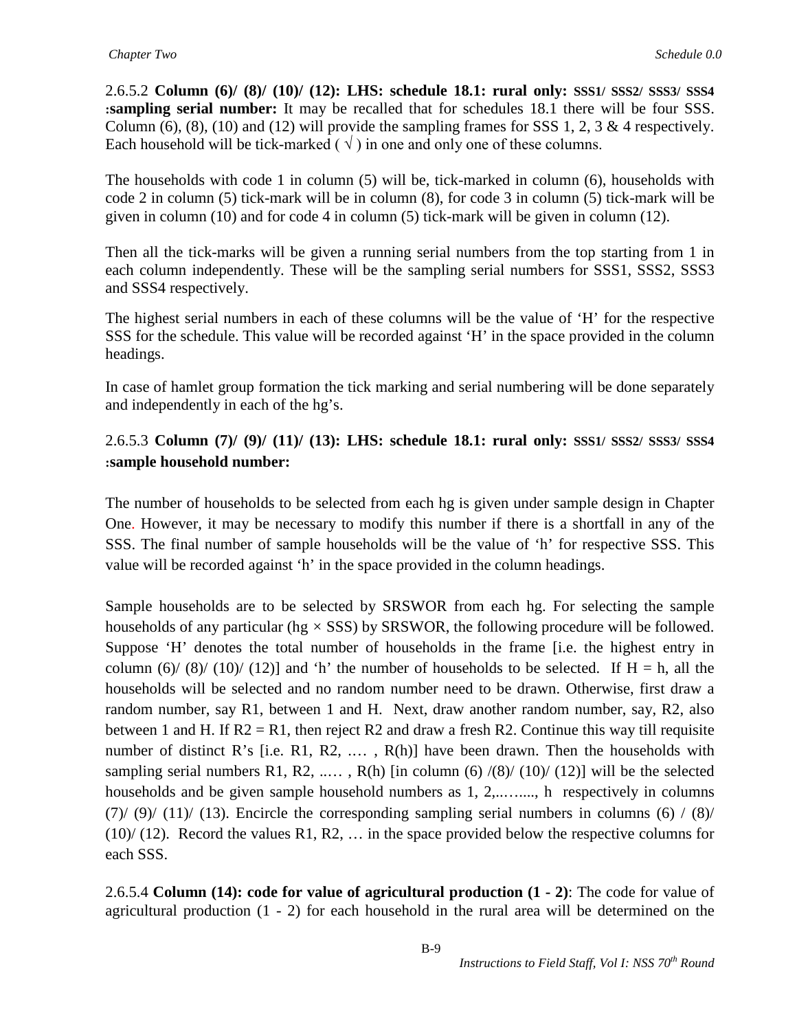2.6.5.2 **Column (6)/ (8)/ (10)/ (12): LHS: schedule 18.1: rural only: SSS1/ SSS2/ SSS3/ SSS4 :sampling serial number:** It may be recalled that for schedules 18.1 there will be four SSS. Column (6), (8), (10) and (12) will provide the sampling frames for SSS 1, 2, 3 & 4 respectively. Each household will be tick-marked ( √ ) in one and only one of these columns.

The households with code 1 in column (5) will be, tick-marked in column (6), households with code 2 in column (5) tick-mark will be in column (8), for code 3 in column (5) tick-mark will be given in column (10) and for code 4 in column (5) tick-mark will be given in column (12).

Then all the tick-marks will be given a running serial numbers from the top starting from 1 in each column independently. These will be the sampling serial numbers for SSS1, SSS2, SSS3 and SSS4 respectively.

The highest serial numbers in each of these columns will be the value of 'H' for the respective SSS for the schedule. This value will be recorded against 'H' in the space provided in the column headings.

In case of hamlet group formation the tick marking and serial numbering will be done separately and independently in each of the hg's.

2.6.5.3 **Column (7)/ (9)/ (11)/ (13): LHS: schedule 18.1: rural only: SSS1/ SSS2/ SSS3/ SSS4 :sample household number:**

The number of households to be selected from each hg is given under sample design in Chapter One. However, it may be necessary to modify this number if there is a shortfall in any of the SSS. The final number of sample households will be the value of 'h' for respective SSS. This value will be recorded against 'h' in the space provided in the column headings.

Sample households are to be selected by SRSWOR from each hg. For selecting the sample households of any particular (hg × SSS) by SRSWOR, the following procedure will be followed. Suppose 'H' denotes the total number of households in the frame [i.e. the highest entry in column (6)/ (8)/ (10)/ (12)] and 'h' the number of households to be selected. If H = h, all the households will be selected and no random number need to be drawn. Otherwise, first draw a random number, say R1, between 1 and H. Next, draw another random number, say, R2, also between 1 and H. If R2 = R1, then reject R2 and draw a fresh R2. Continue this way till requisite number of distinct R's [i.e. R1, R2, .… , R(h)] have been drawn. Then the households with sampling serial numbers R1, R2, ..… , R(h) [in column (6) /(8)/ (10)/ (12)] will be the selected households and be given sample household numbers as 1, 2,..….…, h respectively in columns (7)/ (9)/ (11)/ (13). Encircle the corresponding sampling serial numbers in columns (6) / (8)/ (10)/ (12). Record the values R1, R2, … in the space provided below the respective columns for each SSS.

2.6.5.4 **Column (14): code for value of agricultural production (1 - 2)**: The code for value of agricultural production (1 - 2) for each household in the rural area will be determined on the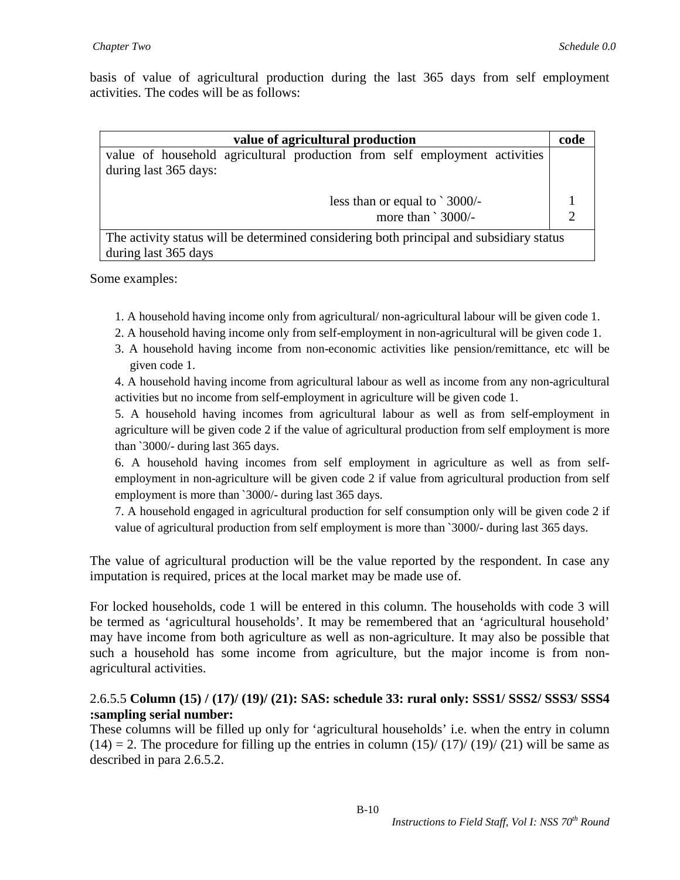basis of value of agricultural production during the last 365 days from self employment activities. The codes will be as follows:

| value of agricultural production | code |
|---|---|
| value of household agricultural production from self employment activities during last 365 days: | |
| less than or equal to ` 3000/- | 1 |
| more than ` 3000/- | 2 |
| The activity status will be determined considering both principal and subsidiary status during last 365 days | |

Some examples:

1. A household having income only from agricultural/ non-agricultural labour will be given code 1.
2. A household having income only from self-employment in non-agricultural will be given code 1.
3. A household having income from non-economic activities like pension/remittance, etc will be given code 1.
4. A household having income from agricultural labour as well as income from any non-agricultural activities but no income from self-employment in agriculture will be given code 1.
5. A household having incomes from agricultural labour as well as from self-employment in agriculture will be given code 2 if the value of agricultural production from self employment is more than `3000/- during last 365 days.
6. A household having incomes from self employment in agriculture as well as from self-employment in non-agriculture will be given code 2 if value from agricultural production from self employment is more than `3000/- during last 365 days.
7. A household engaged in agricultural production for self consumption only will be given code 2 if value of agricultural production from self employment is more than `3000/- during last 365 days.

The value of agricultural production will be the value reported by the respondent. In case any imputation is required, prices at the local market may be made use of.

For locked households, code 1 will be entered in this column. The households with code 3 will be termed as 'agricultural households'. It may be remembered that an 'agricultural household' may have income from both agriculture as well as non-agriculture. It may also be possible that such a household has some income from agriculture, but the major income is from non-agricultural activities.

2.6.5.5 **Column (15) / (17)/ (19)/ (21): SAS: schedule 33: rural only: SSS1/ SSS2/ SSS3/ SSS4 :sampling serial number:**

These columns will be filled up only for 'agricultural households' i.e. when the entry in column (14) = 2. The procedure for filling up the entries in column (15)/ (17)/ (19)/ (21) will be same as described in para 2.6.5.2.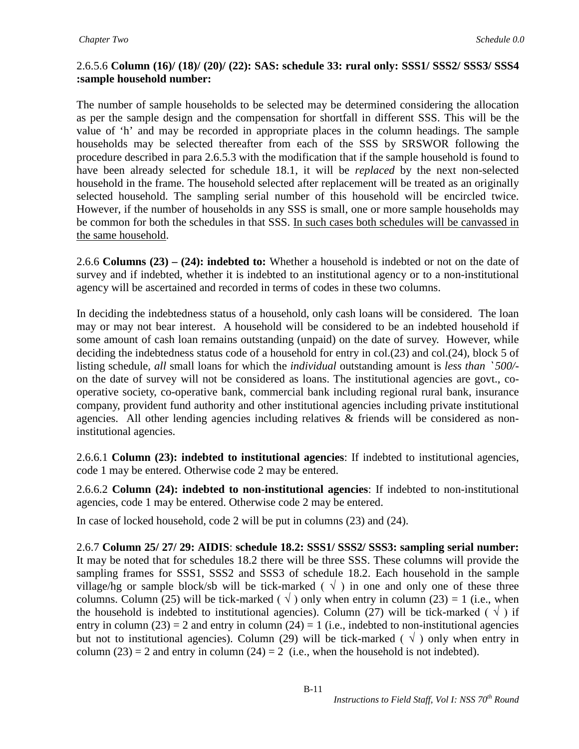2.6.5.6 **Column (16)/ (18)/ (20)/ (22): SAS: schedule 33: rural only: SSS1/ SSS2/ SSS3/ SSS4 :sample household number:**

The number of sample households to be selected may be determined considering the allocation as per the sample design and the compensation for shortfall in different SSS. This will be the value of 'h' and may be recorded in appropriate places in the column headings. The sample households may be selected thereafter from each of the SSS by SRSWOR following the procedure described in para 2.6.5.3 with the modification that if the sample household is found to have been already selected for schedule 18.1, it will be *replaced* by the next non-selected household in the frame. The household selected after replacement will be treated as an originally selected household. The sampling serial number of this household will be encircled twice. However, if the number of households in any SSS is small, one or more sample households may be common for both the schedules in that SSS. <u>In such cases both schedules will be canvassed in the same household</u>.

2.6.6 **Columns (23) – (24): indebted to:** Whether a household is indebted or not on the date of survey and if indebted, whether it is indebted to an institutional agency or to a non-institutional agency will be ascertained and recorded in terms of codes in these two columns.

In deciding the indebtedness status of a household, only cash loans will be considered. The loan may or may not bear interest. A household will be considered to be an indebted household if some amount of cash loan remains outstanding (unpaid) on the date of survey. However, while deciding the indebtedness status code of a household for entry in col.(23) and col.(24), block 5 of listing schedule, *all* small loans for which the *individual* outstanding amount is *less than `500/-* on the date of survey will not be considered as loans. The institutional agencies are govt., co-operative society, co-operative bank, commercial bank including regional rural bank, insurance company, provident fund authority and other institutional agencies including private institutional agencies. All other lending agencies including relatives & friends will be considered as non-institutional agencies.

2.6.6.1 **Column (23): indebted to institutional agencies**: If indebted to institutional agencies, code 1 may be entered. Otherwise code 2 may be entered.

2.6.6.2 **Column (24): indebted to non-institutional agencies**: If indebted to non-institutional agencies, code 1 may be entered. Otherwise code 2 may be entered.

In case of locked household, code 2 will be put in columns (23) and (24).

2.6.7 **Column 25/ 27/ 29: AIDIS**: **schedule 18.2: SSS1/ SSS2/ SSS3: sampling serial number:** It may be noted that for schedules 18.2 there will be three SSS. These columns will provide the sampling frames for SSS1, SSS2 and SSS3 of schedule 18.2. Each household in the sample village/hg or sample block/sb will be tick-marked ( √ ) in one and only one of these three columns. Column (25) will be tick-marked ( √ ) only when entry in column (23) = 1 (i.e., when the household is indebted to institutional agencies). Column (27) will be tick-marked ( √ ) if entry in column (23) = 2 and entry in column (24) = 1 (i.e., indebted to non-institutional agencies but not to institutional agencies). Column (29) will be tick-marked ( √ ) only when entry in column (23) = 2 and entry in column (24) = 2 (i.e., when the household is not indebted).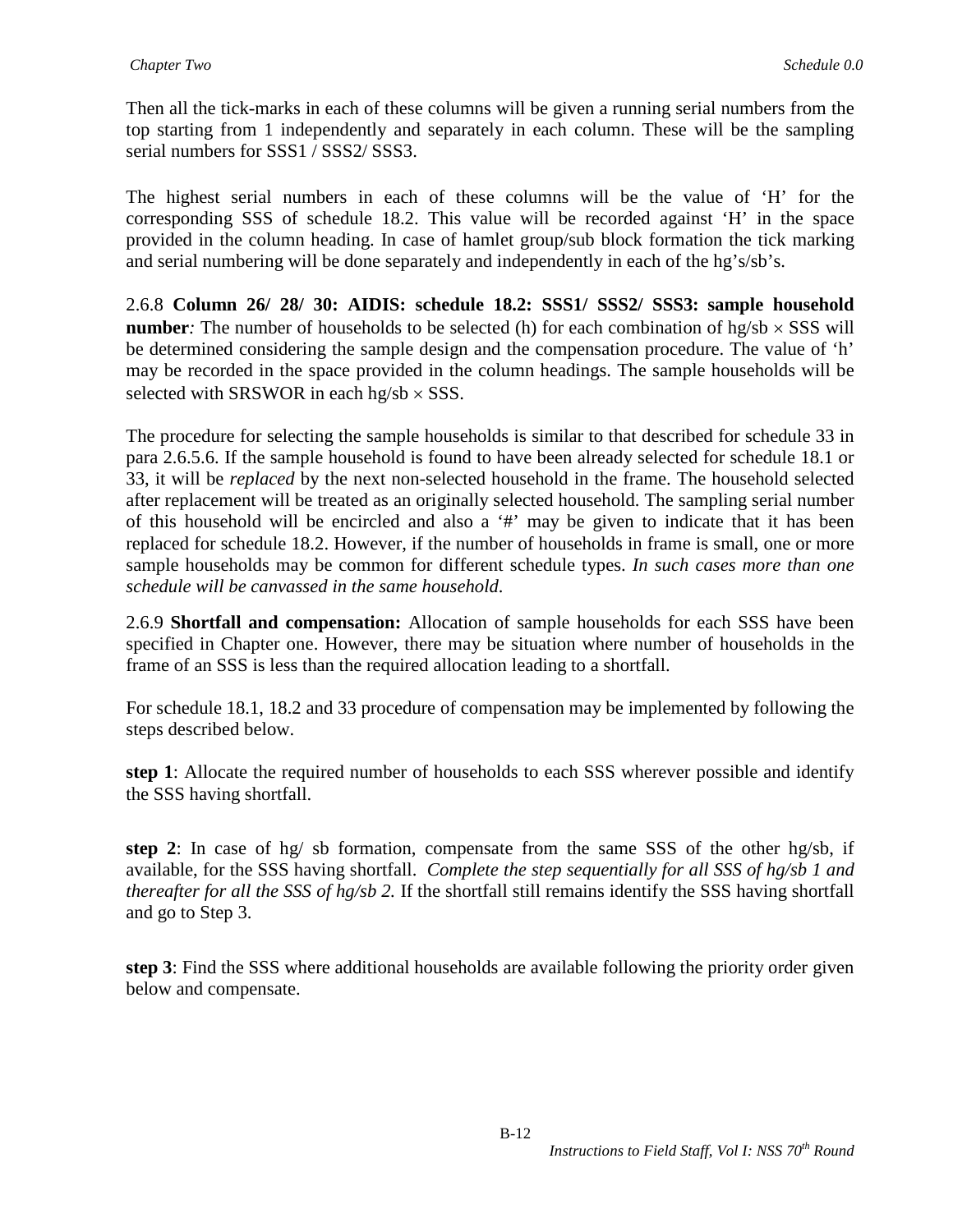Then all the tick-marks in each of these columns will be given a running serial numbers from the top starting from 1 independently and separately in each column. These will be the sampling serial numbers for SSS1 / SSS2/ SSS3.

The highest serial numbers in each of these columns will be the value of 'H' for the corresponding SSS of schedule 18.2. This value will be recorded against 'H' in the space provided in the column heading. In case of hamlet group/sub block formation the tick marking and serial numbering will be done separately and independently in each of the hg's/sb's.

2.6.8 **Column 26/ 28/ 30: AIDIS: schedule 18.2: SSS1/ SSS2/ SSS3: sample household number***:* The number of households to be selected (h) for each combination of hg/sb × SSS will be determined considering the sample design and the compensation procedure. The value of 'h' may be recorded in the space provided in the column headings. The sample households will be selected with SRSWOR in each hg/sb × SSS.

The procedure for selecting the sample households is similar to that described for schedule 33 in para 2.6.5.6. If the sample household is found to have been already selected for schedule 18.1 or 33, it will be *replaced* by the next non-selected household in the frame. The household selected after replacement will be treated as an originally selected household. The sampling serial number of this household will be encircled and also a '#' may be given to indicate that it has been replaced for schedule 18.2. However, if the number of households in frame is small, one or more sample households may be common for different schedule types. *In such cases more than one schedule will be canvassed in the same household.*

2.6.9 **Shortfall and compensation:** Allocation of sample households for each SSS have been specified in Chapter one. However, there may be situation where number of households in the frame of an SSS is less than the required allocation leading to a shortfall.

For schedule 18.1, 18.2 and 33 procedure of compensation may be implemented by following the steps described below.

**step 1**: Allocate the required number of households to each SSS wherever possible and identify the SSS having shortfall.

**step 2**: In case of hg/ sb formation, compensate from the same SSS of the other hg/sb, if available, for the SSS having shortfall. *Complete the step sequentially for all SSS of hg/sb 1 and thereafter for all the SSS of hg/sb 2.* If the shortfall still remains identify the SSS having shortfall and go to Step 3.

**step 3**: Find the SSS where additional households are available following the priority order given below and compensate.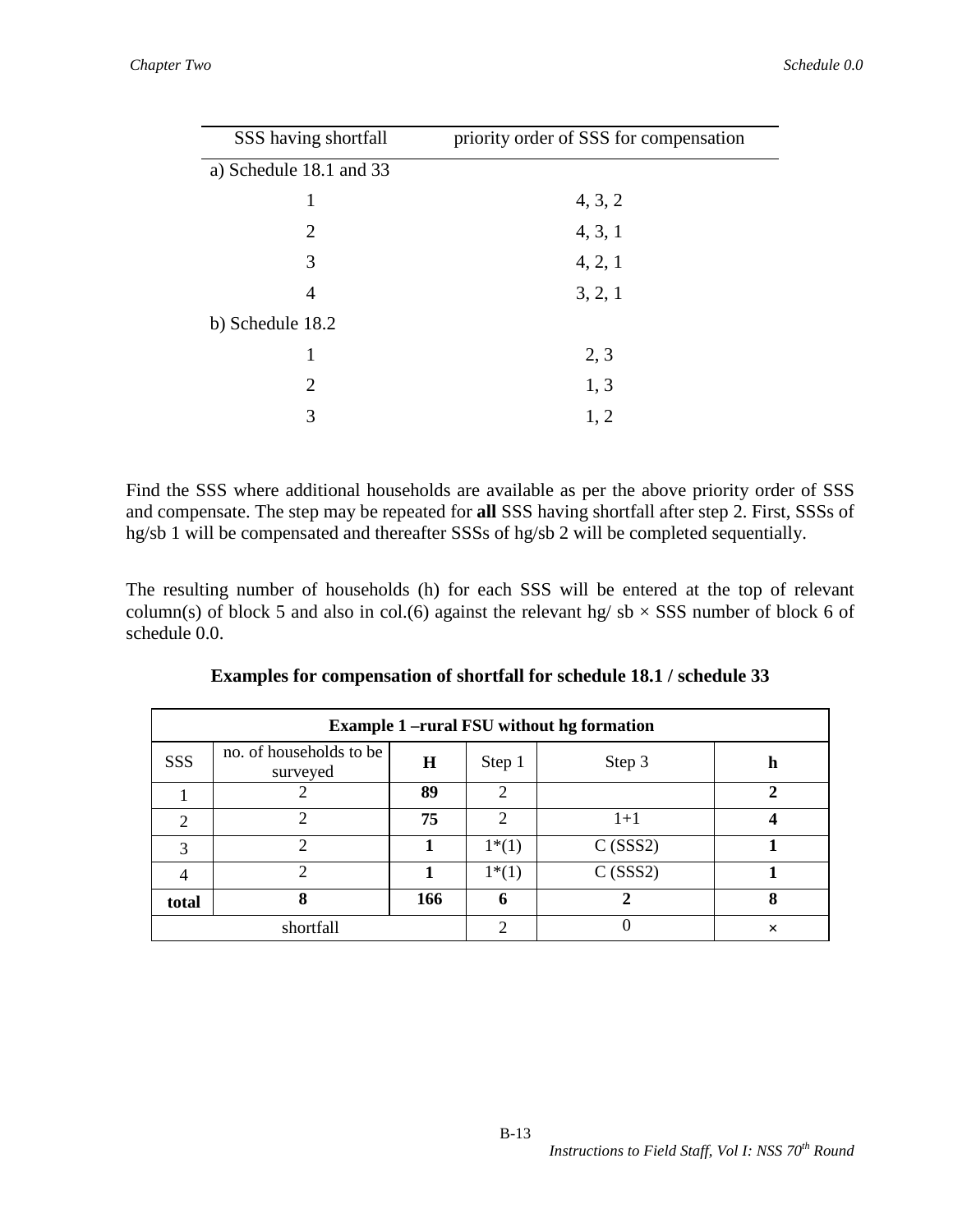| SSS having shortfall | priority order of SSS for compensation |
|---|---|
| a) Schedule 18.1 and 33 | |
| 1 | 4, 3, 2 |
| 2 | 4, 3, 1 |
| 3 | 4, 2, 1 |
| 4 | 3, 2, 1 |
| b) Schedule 18.2 | |
| 1 | 2, 3 |
| 2 | 1, 3 |
| 3 | 1, 2 |

Find the SSS where additional households are available as per the above priority order of SSS and compensate. The step may be repeated for **all** SSS having shortfall after step 2. First, SSSs of hg/sb 1 will be compensated and thereafter SSSs of hg/sb 2 will be completed sequentially.

The resulting number of households (h) for each SSS will be entered at the top of relevant column(s) of block 5 and also in col.(6) against the relevant hg/ sb × SSS number of block 6 of schedule 0.0.

**Examples for compensation of shortfall for schedule 18.1 / schedule 33**

| **Example 1 –rural FSU without hg formation** | | | | | |
|---|---|---|---|---|---|
| SSS | no. of households to be surveyed | **H** | Step 1 | Step 3 | **h** |
| 1 | 2 | **89** | 2 | | **2** |
| 2 | 2 | **75** | 2 | 1+1 | **4** |
| 3 | 2 | **1** | 1*(1) | C (SSS2) | **1** |
| 4 | 2 | **1** | 1*(1) | C (SSS2) | **1** |
| **total** | **8** | **166** | **6** | **2** | **8** |
| shortfall | | | 2 | 0 | × |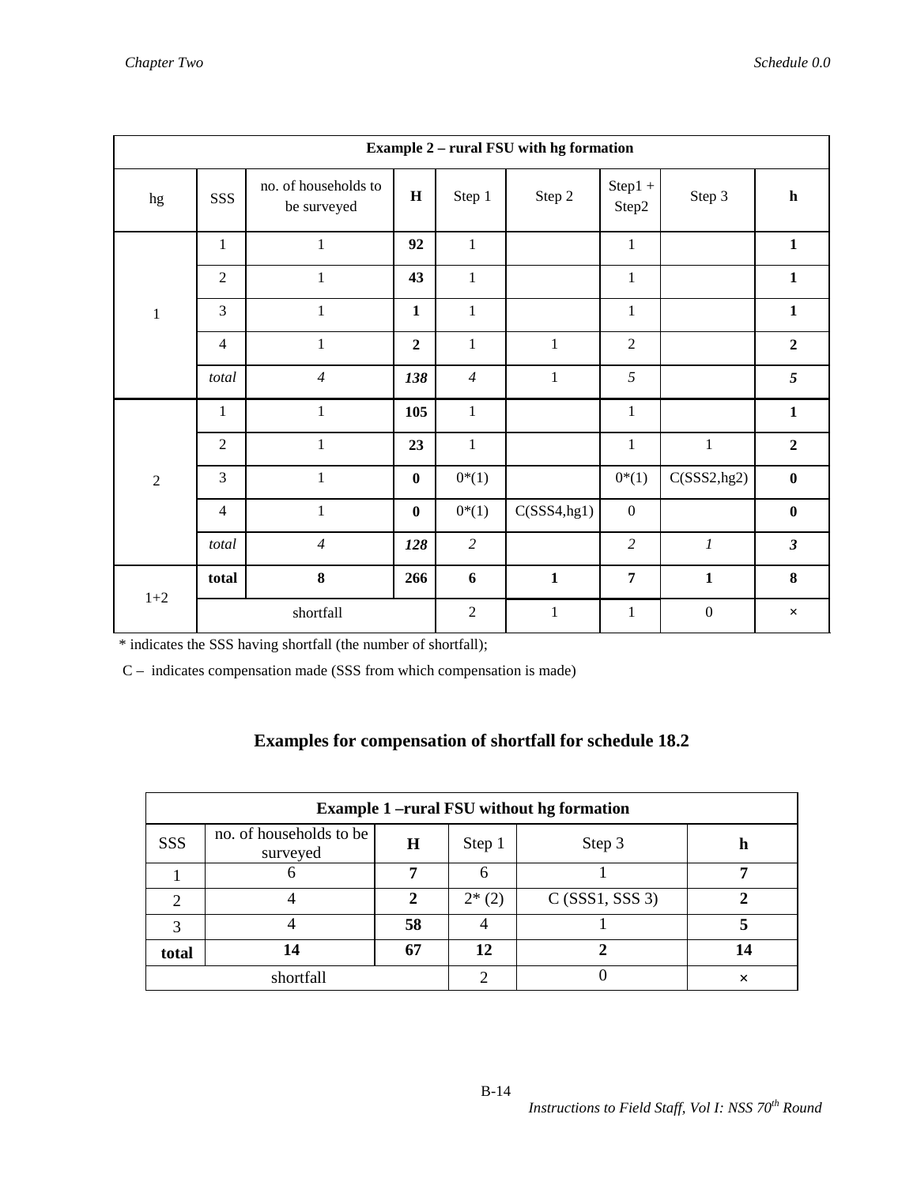| Example 2 – rural FSU with hg formation | | | | | | | | |
|---|---|---|---|---|---|---|---|---|
| hg | SSS | no. of households to be surveyed | **H** | Step 1 | Step 2 | Step1 + Step2 | Step 3 | **h** |
| 1 | 1 | 1 | **92** | 1 | | 1 | | **1** |
| | 2 | 1 | **43** | 1 | | 1 | | **1** |
| | 3 | 1 | **1** | 1 | | 1 | | **1** |
| | 4 | 1 | **2** | 1 | 1 | 2 | | **2** |
| | *total* | *4* | ***138*** | *4* | 1 | *5* | | ***5*** |
| 2 | 1 | 1 | **105** | 1 | | 1 | | **1** |
| | 2 | 1 | **23** | 1 | | 1 | 1 | **2** |
| | 3 | 1 | **0** | 0*(1) | | 0*(1) | C(SSS2,hg2) | **0** |
| | 4 | 1 | **0** | 0*(1) | C(SSS4,hg1) | 0 | | **0** |
| | *total* | *4* | ***128*** | *2* | | *2* | *1* | ***3*** |
| 1+2 | **total** | **8** | **266** | **6** | **1** | **7** | **1** | **8** |
| | shortfall | | | 2 | 1 | 1 | 0 | × |

\* indicates the SSS having shortfall (the number of shortfall);

C – indicates compensation made (SSS from which compensation is made)

## Examples for compensation of shortfall for schedule 18.2

| Example 1 –rural FSU without hg formation | | | | | |
|---|---|---|---|---|---|
| SSS | no. of households to be surveyed | **H** | Step 1 | Step 3 | **h** |
| 1 | 6 | **7** | 6 | 1 | **7** |
| 2 | 4 | **2** | 2* (2) | C (SSS1, SSS 3) | **2** |
| 3 | 4 | **58** | 4 | 1 | **5** |
| **total** | **14** | **67** | **12** | **2** | **14** |
| shortfall | | | 2 | 0 | × |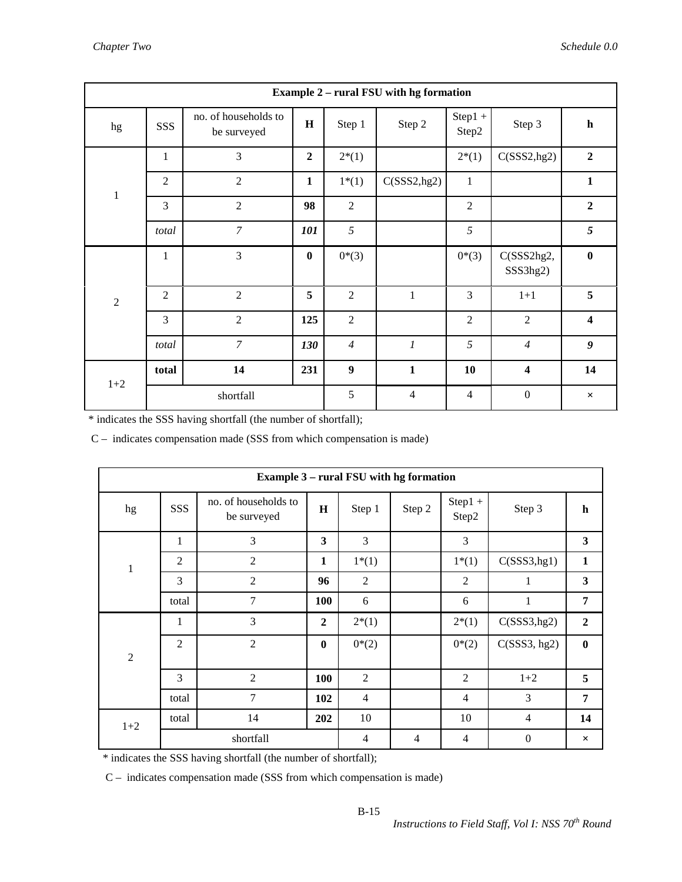| Example 2 – rural FSU with hg formation | | | | | | | | |
|---|---|---|---|---|---|---|---|---|
| hg | SSS | no. of households to be surveyed | **H** | Step 1 | Step 2 | Step1 + Step2 | Step 3 | **h** |
| 1 | 1 | 3 | **2** | 2*(1) | | 2*(1) | C(SSS2,hg2) | **2** |
| | 2 | 2 | **1** | 1*(1) | C(SSS2,hg2) | 1 | | **1** |
| | 3 | 2 | **98** | 2 | | 2 | | **2** |
| | *total* | *7* | ***101*** | *5* | | *5* | | ***5*** |
| 2 | 1 | 3 | **0** | 0*(3) | | 0*(3) | C(SSS2hg2, SSS3hg2) | **0** |
| | 2 | 2 | **5** | 2 | 1 | 3 | 1+1 | **5** |
| | 3 | 2 | **125** | 2 | | 2 | 2 | **4** |
| | *total* | *7* | ***130*** | *4* | *1* | *5* | *4* | ***9*** |
| 1+2 | **total** | **14** | **231** | **9** | **1** | **10** | **4** | **14** |
| | shortfall | | | 5 | 4 | 4 | 0 | × |

\* indicates the SSS having shortfall (the number of shortfall);

C – indicates compensation made (SSS from which compensation is made)

| Example 3 – rural FSU with hg formation | | | | | | | | |
|---|---|---|---|---|---|---|---|---|
| hg | SSS | no. of households to be surveyed | **H** | Step 1 | Step 2 | Step1 + Step2 | Step 3 | **h** |
| 1 | 1 | 3 | **3** | 3 | | 3 | | **3** |
| | 2 | 2 | **1** | 1*(1) | | 1*(1) | C(SSS3,hg1) | **1** |
| | 3 | 2 | **96** | 2 | | 2 | 1 | **3** |
| | total | 7 | **100** | 6 | | 6 | 1 | **7** |
| 2 | 1 | 3 | **2** | 2*(1) | | 2*(1) | C(SSS3,hg2) | **2** |
| | 2 | 2 | **0** | 0*(2) | | 0*(2) | C(SSS3, hg2) | **0** |
| | 3 | 2 | **100** | 2 | | 2 | 1+2 | **5** |
| | total | 7 | **102** | 4 | | 4 | 3 | **7** |
| 1+2 | total | 14 | **202** | 10 | | 10 | 4 | **14** |
| | shortfall | | | 4 | 4 | 4 | 0 | × |

\* indicates the SSS having shortfall (the number of shortfall);

C – indicates compensation made (SSS from which compensation is made)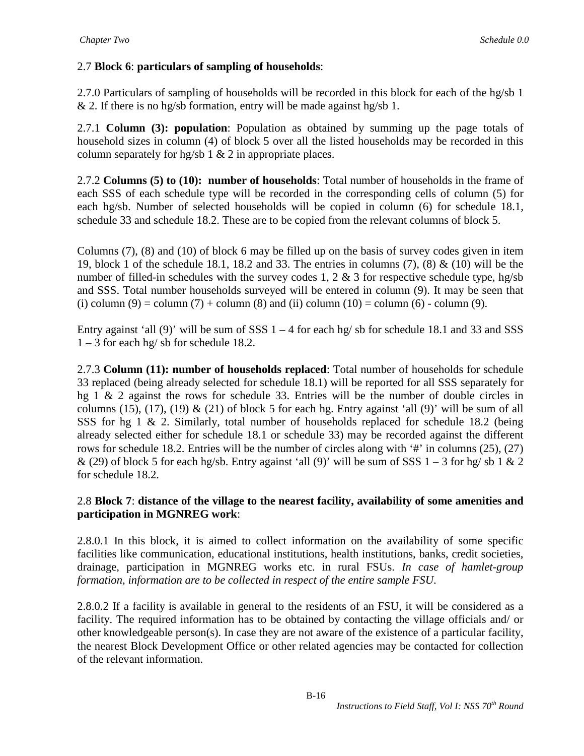## 2.7 **Block 6**: **particulars of sampling of households**:

2.7.0 Particulars of sampling of households will be recorded in this block for each of the hg/sb 1 & 2. If there is no hg/sb formation, entry will be made against hg/sb 1.

2.7.1 **Column (3): population**: Population as obtained by summing up the page totals of household sizes in column (4) of block 5 over all the listed households may be recorded in this column separately for hg/sb 1 & 2 in appropriate places.

2.7.2 **Columns (5) to (10): number of households**: Total number of households in the frame of each SSS of each schedule type will be recorded in the corresponding cells of column (5) for each hg/sb. Number of selected households will be copied in column (6) for schedule 18.1, schedule 33 and schedule 18.2. These are to be copied from the relevant columns of block 5.

Columns (7), (8) and (10) of block 6 may be filled up on the basis of survey codes given in item 19, block 1 of the schedule 18.1, 18.2 and 33. The entries in columns (7), (8) & (10) will be the number of filled-in schedules with the survey codes 1, 2 & 3 for respective schedule type, hg/sb and SSS. Total number households surveyed will be entered in column (9). It may be seen that (i) column (9) = column (7) + column (8) and (ii) column (10) = column (6) - column (9).

Entry against 'all (9)' will be sum of SSS 1 – 4 for each hg/ sb for schedule 18.1 and 33 and SSS 1 – 3 for each hg/ sb for schedule 18.2.

2.7.3 **Column (11): number of households replaced**: Total number of households for schedule 33 replaced (being already selected for schedule 18.1) will be reported for all SSS separately for hg 1 & 2 against the rows for schedule 33. Entries will be the number of double circles in columns (15), (17), (19) & (21) of block 5 for each hg. Entry against 'all (9)' will be sum of all SSS for hg 1 & 2. Similarly, total number of households replaced for schedule 18.2 (being already selected either for schedule 18.1 or schedule 33) may be recorded against the different rows for schedule 18.2. Entries will be the number of circles along with '#' in columns (25), (27) & (29) of block 5 for each hg/sb. Entry against 'all (9)' will be sum of SSS 1 – 3 for hg/ sb 1 & 2 for schedule 18.2.

## 2.8 **Block 7**: **distance of the village to the nearest facility, availability of some amenities and participation in MGNREG work**:

2.8.0.1 In this block, it is aimed to collect information on the availability of some specific facilities like communication, educational institutions, health institutions, banks, credit societies, drainage, participation in MGNREG works etc. in rural FSUs. *In case of hamlet-group formation, information are to be collected in respect of the entire sample FSU.*

2.8.0.2 If a facility is available in general to the residents of an FSU, it will be considered as a facility. The required information has to be obtained by contacting the village officials and/ or other knowledgeable person(s). In case they are not aware of the existence of a particular facility, the nearest Block Development Office or other related agencies may be contacted for collection of the relevant information.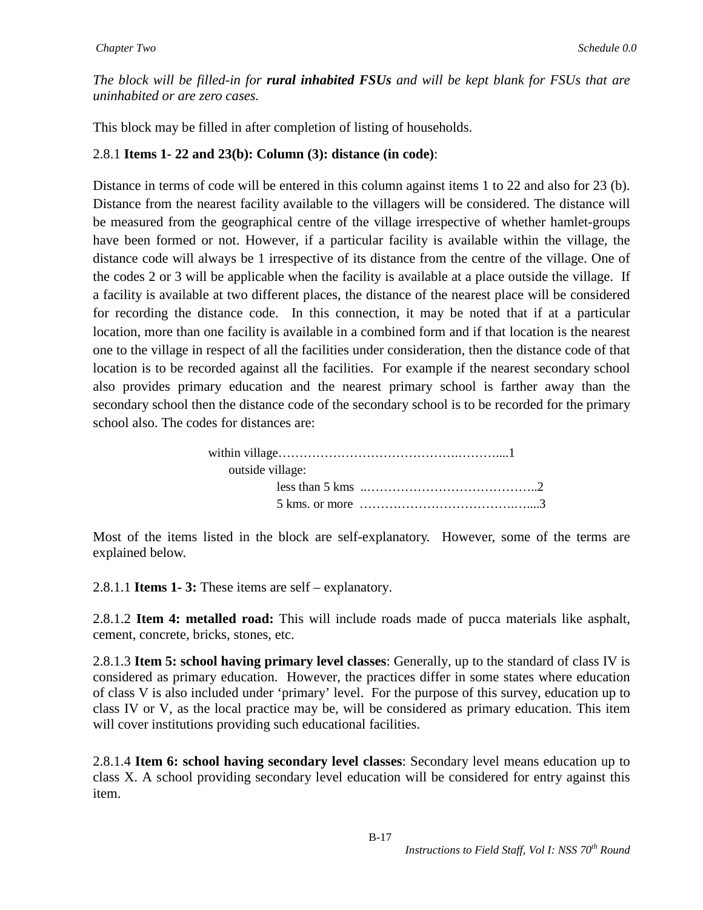*The block will be filled-in for* ***rural inhabited FSUs*** *and will be kept blank for FSUs that are uninhabited or are zero cases.*

This block may be filled in after completion of listing of households.

2.8.1 **Items 1- 22 and 23(b): Column (3): distance (in code)**:

Distance in terms of code will be entered in this column against items 1 to 22 and also for 23 (b). Distance from the nearest facility available to the villagers will be considered. The distance will be measured from the geographical centre of the village irrespective of whether hamlet-groups have been formed or not. However, if a particular facility is available within the village, the distance code will always be 1 irrespective of its distance from the centre of the village. One of the codes 2 or 3 will be applicable when the facility is available at a place outside the village. If a facility is available at two different places, the distance of the nearest place will be considered for recording the distance code. In this connection, it may be noted that if at a particular location, more than one facility is available in a combined form and if that location is the nearest one to the village in respect of all the facilities under consideration, then the distance code of that location is to be recorded against all the facilities. For example if the nearest secondary school also provides primary education and the nearest primary school is farther away than the secondary school then the distance code of the secondary school is to be recorded for the primary school also. The codes for distances are:

within village……………………………………….………...1
outside village:
less than 5 kms ..…………………………………..2
5 kms. or more …………………………….…....3

Most of the items listed in the block are self-explanatory. However, some of the terms are explained below.

2.8.1.1 **Items 1- 3:** These items are self – explanatory.

2.8.1.2 **Item 4: metalled road:** This will include roads made of pucca materials like asphalt, cement, concrete, bricks, stones, etc.

2.8.1.3 **Item 5: school having primary level classes**: Generally, up to the standard of class IV is considered as primary education. However, the practices differ in some states where education of class V is also included under 'primary' level. For the purpose of this survey, education up to class IV or V, as the local practice may be, will be considered as primary education. This item will cover institutions providing such educational facilities.

2.8.1.4 **Item 6: school having secondary level classes**: Secondary level means education up to class X. A school providing secondary level education will be considered for entry against this item.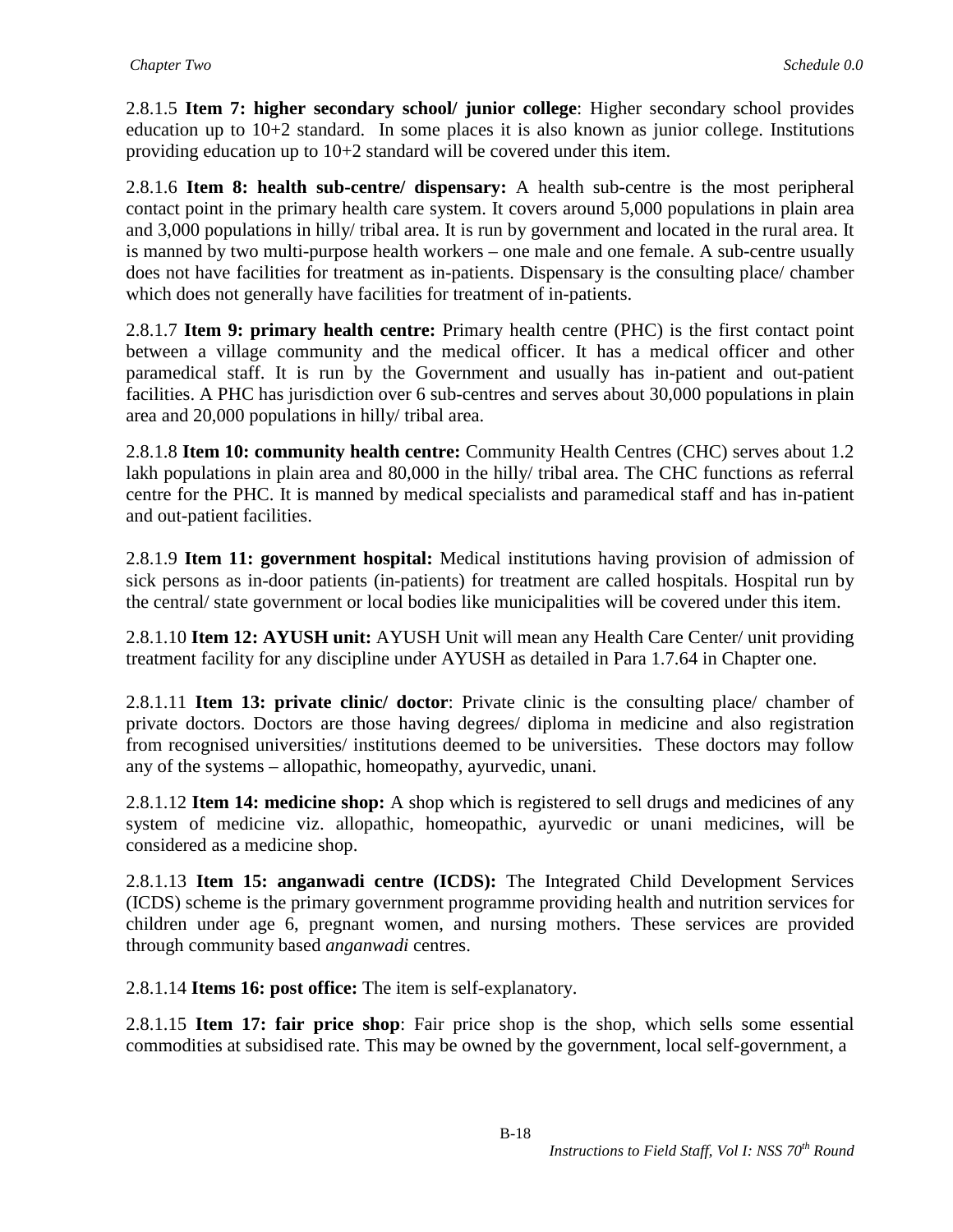2.8.1.5 **Item 7: higher secondary school/ junior college**: Higher secondary school provides education up to 10+2 standard. In some places it is also known as junior college. Institutions providing education up to 10+2 standard will be covered under this item.

2.8.1.6 **Item 8: health sub-centre/ dispensary:** A health sub-centre is the most peripheral contact point in the primary health care system. It covers around 5,000 populations in plain area and 3,000 populations in hilly/ tribal area. It is run by government and located in the rural area. It is manned by two multi-purpose health workers – one male and one female. A sub-centre usually does not have facilities for treatment as in-patients. Dispensary is the consulting place/ chamber which does not generally have facilities for treatment of in-patients.

2.8.1.7 **Item 9: primary health centre:** Primary health centre (PHC) is the first contact point between a village community and the medical officer. It has a medical officer and other paramedical staff. It is run by the Government and usually has in-patient and out-patient facilities. A PHC has jurisdiction over 6 sub-centres and serves about 30,000 populations in plain area and 20,000 populations in hilly/ tribal area.

2.8.1.8 **Item 10: community health centre:** Community Health Centres (CHC) serves about 1.2 lakh populations in plain area and 80,000 in the hilly/ tribal area. The CHC functions as referral centre for the PHC. It is manned by medical specialists and paramedical staff and has in-patient and out-patient facilities.

2.8.1.9 **Item 11: government hospital:** Medical institutions having provision of admission of sick persons as in-door patients (in-patients) for treatment are called hospitals. Hospital run by the central/ state government or local bodies like municipalities will be covered under this item.

2.8.1.10 **Item 12: AYUSH unit:** AYUSH Unit will mean any Health Care Center/ unit providing treatment facility for any discipline under AYUSH as detailed in Para 1.7.64 in Chapter one.

2.8.1.11 **Item 13: private clinic/ doctor**: Private clinic is the consulting place/ chamber of private doctors. Doctors are those having degrees/ diploma in medicine and also registration from recognised universities/ institutions deemed to be universities. These doctors may follow any of the systems – allopathic, homeopathy, ayurvedic, unani.

2.8.1.12 **Item 14: medicine shop:** A shop which is registered to sell drugs and medicines of any system of medicine viz. allopathic, homeopathic, ayurvedic or unani medicines, will be considered as a medicine shop.

2.8.1.13 **Item 15: anganwadi centre (ICDS):** The Integrated Child Development Services (ICDS) scheme is the primary government programme providing health and nutrition services for children under age 6, pregnant women, and nursing mothers. These services are provided through community based *anganwadi* centres.

2.8.1.14 **Items 16: post office:** The item is self-explanatory.

2.8.1.15 **Item 17: fair price shop**: Fair price shop is the shop, which sells some essential commodities at subsidised rate. This may be owned by the government, local self-government, a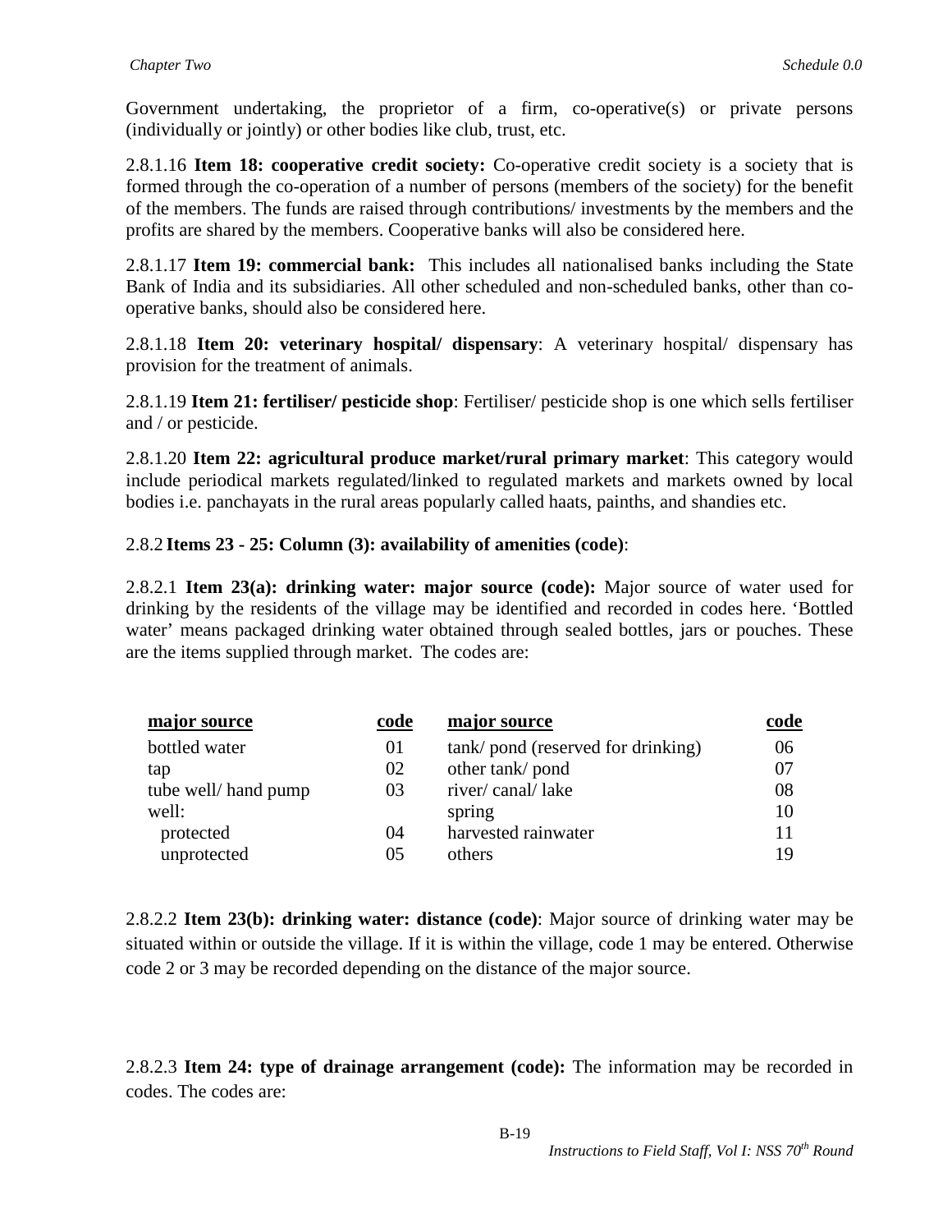Government undertaking, the proprietor of a firm, co-operative(s) or private persons (individually or jointly) or other bodies like club, trust, etc.

2.8.1.16 **Item 18: cooperative credit society:** Co-operative credit society is a society that is formed through the co-operation of a number of persons (members of the society) for the benefit of the members. The funds are raised through contributions/ investments by the members and the profits are shared by the members. Cooperative banks will also be considered here.

2.8.1.17 **Item 19: commercial bank:** This includes all nationalised banks including the State Bank of India and its subsidiaries. All other scheduled and non-scheduled banks, other than co-operative banks, should also be considered here.

2.8.1.18 **Item 20: veterinary hospital/ dispensary**: A veterinary hospital/ dispensary has provision for the treatment of animals.

2.8.1.19 **Item 21: fertiliser/ pesticide shop**: Fertiliser/ pesticide shop is one which sells fertiliser and / or pesticide.

2.8.1.20 **Item 22: agricultural produce market/rural primary market**: This category would include periodical markets regulated/linked to regulated markets and markets owned by local bodies i.e. panchayats in the rural areas popularly called haats, painths, and shandies etc.

2.8.2 **Items 23 - 25: Column (3): availability of amenities (code)**:

2.8.2.1 **Item 23(a): drinking water: major source (code):** Major source of water used for drinking by the residents of the village may be identified and recorded in codes here. 'Bottled water' means packaged drinking water obtained through sealed bottles, jars or pouches. These are the items supplied through market. The codes are:

| major source | code | major source | code |
|---|---|---|---|
| bottled water | 01 | tank/ pond (reserved for drinking) | 06 |
| tap | 02 | other tank/ pond | 07 |
| tube well/ hand pump | 03 | river/ canal/ lake | 08 |
| well: | | spring | 10 |
| protected | 04 | harvested rainwater | 11 |
| unprotected | 05 | others | 19 |

2.8.2.2 **Item 23(b): drinking water: distance (code)**: Major source of drinking water may be situated within or outside the village. If it is within the village, code 1 may be entered. Otherwise code 2 or 3 may be recorded depending on the distance of the major source.

2.8.2.3 **Item 24: type of drainage arrangement (code):** The information may be recorded in codes. The codes are: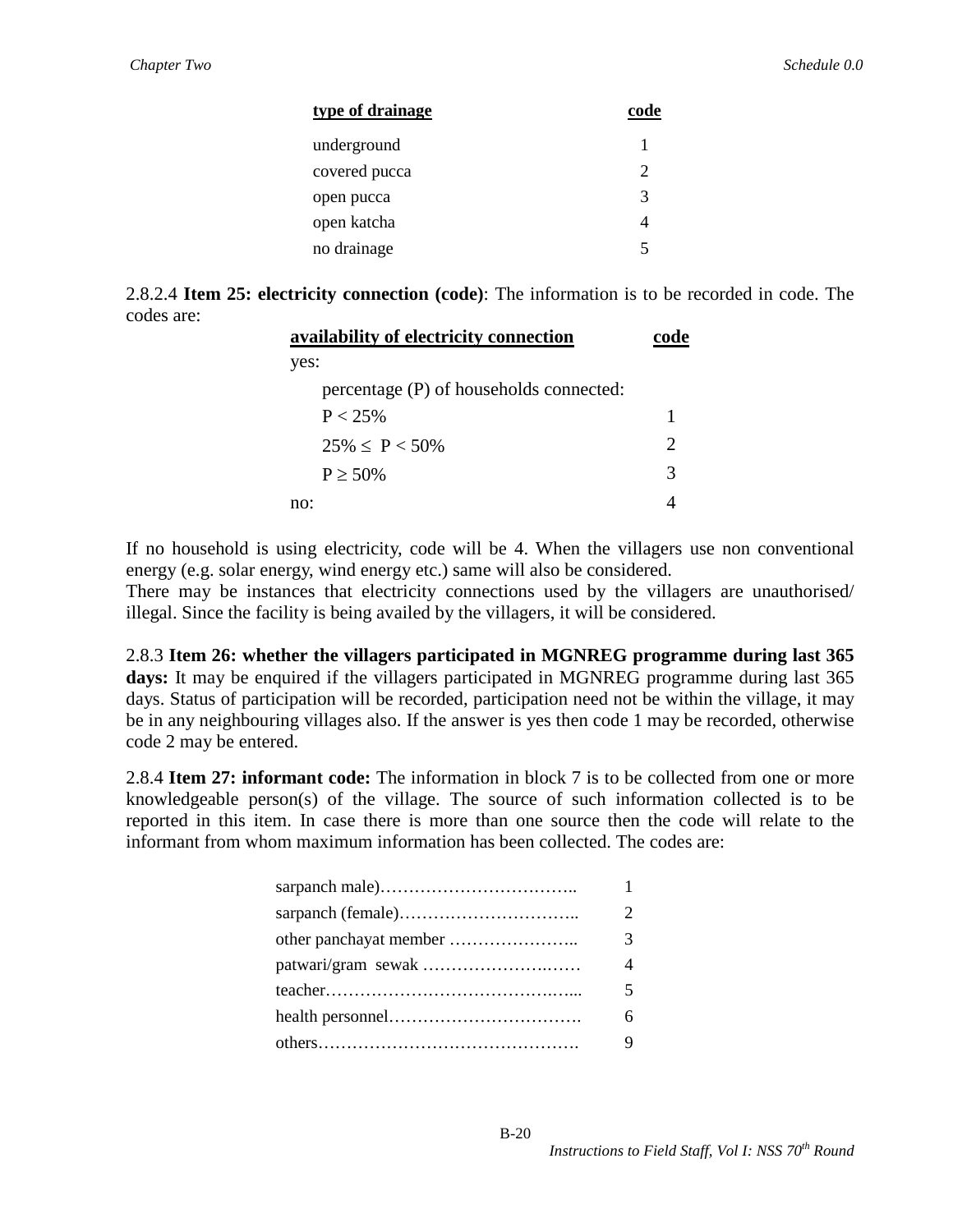| type of drainage | code |
|---|---|
| underground | 1 |
| covered pucca | 2 |
| open pucca | 3 |
| open katcha | 4 |
| no drainage | 5 |

2.8.2.4 **Item 25: electricity connection (code)**: The information is to be recorded in code. The codes are:

| availability of electricity connection | code |
|---|---|
| yes: | |
| percentage (P) of households connected: | |
| $P < 25\%$ | 1 |
| $25\% \leq P < 50\%$ | 2 |
| $P \geq 50\%$ | 3 |
| no: | 4 |

If no household is using electricity, code will be 4. When the villagers use non conventional energy (e.g. solar energy, wind energy etc.) same will also be considered.
There may be instances that electricity connections used by the villagers are unauthorised/ illegal. Since the facility is being availed by the villagers, it will be considered.

2.8.3 **Item 26: whether the villagers participated in MGNREG programme during last 365 days:** It may be enquired if the villagers participated in MGNREG programme during last 365 days. Status of participation will be recorded, participation need not be within the village, it may be in any neighbouring villages also. If the answer is yes then code 1 may be recorded, otherwise code 2 may be entered.

2.8.4 **Item 27: informant code:** The information in block 7 is to be collected from one or more knowledgeable person(s) of the village. The source of such information collected is to be reported in this item. In case there is more than one source then the code will relate to the informant from whom maximum information has been collected. The codes are:

| informant | code |
|---|---|
| sarpanch male)…………………………….. | 1 |
| sarpanch (female)………………………….. | 2 |
| other panchayat member ………………….. | 3 |
| patwari/gram sewak ……………………..…. | 4 |
| teacher………………………………….…... | 5 |
| health personnel……………………………. | 6 |
| others………………………………………. | 9 |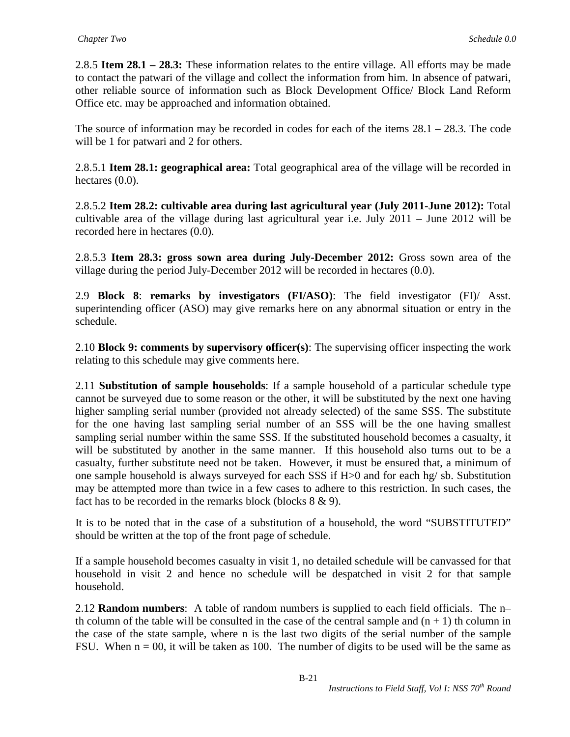2.8.5 **Item 28.1 – 28.3:** These information relates to the entire village. All efforts may be made to contact the patwari of the village and collect the information from him. In absence of patwari, other reliable source of information such as Block Development Office/ Block Land Reform Office etc. may be approached and information obtained.

The source of information may be recorded in codes for each of the items 28.1 – 28.3. The code will be 1 for patwari and 2 for others.

2.8.5.1 **Item 28.1: geographical area:** Total geographical area of the village will be recorded in hectares (0.0).

2.8.5.2 **Item 28.2: cultivable area during last agricultural year (July 2011-June 2012):** Total cultivable area of the village during last agricultural year i.e. July 2011 – June 2012 will be recorded here in hectares (0.0).

2.8.5.3 **Item 28.3: gross sown area during July-December 2012:** Gross sown area of the village during the period July-December 2012 will be recorded in hectares (0.0).

2.9 **Block 8**: **remarks by investigators (FI/ASO)**: The field investigator (FI)/ Asst. superintending officer (ASO) may give remarks here on any abnormal situation or entry in the schedule.

2.10 **Block 9: comments by supervisory officer(s)**: The supervising officer inspecting the work relating to this schedule may give comments here.

2.11 **Substitution of sample households**: If a sample household of a particular schedule type cannot be surveyed due to some reason or the other, it will be substituted by the next one having higher sampling serial number (provided not already selected) of the same SSS. The substitute for the one having last sampling serial number of an SSS will be the one having smallest sampling serial number within the same SSS. If the substituted household becomes a casualty, it will be substituted by another in the same manner. If this household also turns out to be a casualty, further substitute need not be taken. However, it must be ensured that, a minimum of one sample household is always surveyed for each SSS if H>0 and for each hg/ sb. Substitution may be attempted more than twice in a few cases to adhere to this restriction. In such cases, the fact has to be recorded in the remarks block (blocks 8 & 9).

It is to be noted that in the case of a substitution of a household, the word "SUBSTITUTED" should be written at the top of the front page of schedule.

If a sample household becomes casualty in visit 1, no detailed schedule will be canvassed for that household in visit 2 and hence no schedule will be despatched in visit 2 for that sample household.

2.12 **Random numbers**: A table of random numbers is supplied to each field officials. The n–th column of the table will be consulted in the case of the central sample and (n + 1) th column in the case of the state sample, where n is the last two digits of the serial number of the sample FSU. When n = 00, it will be taken as 100. The number of digits to be used will be the same as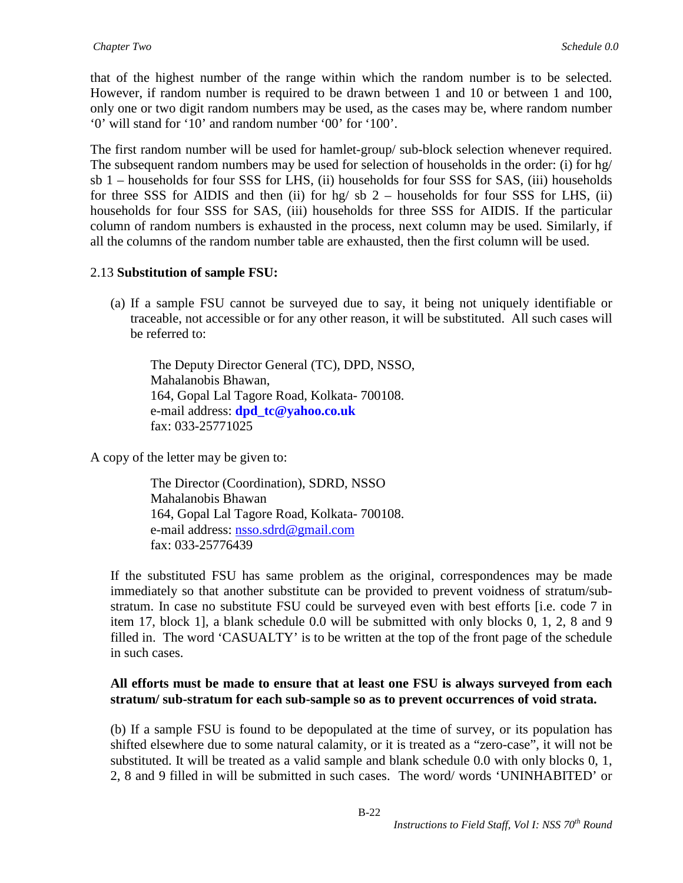that of the highest number of the range within which the random number is to be selected. However, if random number is required to be drawn between 1 and 10 or between 1 and 100, only one or two digit random numbers may be used, as the cases may be, where random number '0' will stand for '10' and random number '00' for '100'.

The first random number will be used for hamlet-group/ sub-block selection whenever required. The subsequent random numbers may be used for selection of households in the order: (i) for hg/ sb 1 – households for four SSS for LHS, (ii) households for four SSS for SAS, (iii) households for three SSS for AIDIS and then (ii) for hg/ sb 2 – households for four SSS for LHS, (ii) households for four SSS for SAS, (iii) households for three SSS for AIDIS. If the particular column of random numbers is exhausted in the process, next column may be used. Similarly, if all the columns of the random number table are exhausted, then the first column will be used.

2.13 **Substitution of sample FSU:**

(a) If a sample FSU cannot be surveyed due to say, it being not uniquely identifiable or traceable, not accessible or for any other reason, it will be substituted. All such cases will be referred to:

> The Deputy Director General (TC), DPD, NSSO,
> Mahalanobis Bhawan,
> 164, Gopal Lal Tagore Road, Kolkata- 700108.
> e-mail address: **dpd_tc@yahoo.co.uk**
> fax: 033-25771025

A copy of the letter may be given to:

> The Director (Coordination), SDRD, NSSO
> Mahalanobis Bhawan
> 164, Gopal Lal Tagore Road, Kolkata- 700108.
> e-mail address: nsso.sdrd@gmail.com
> fax: 033-25776439

If the substituted FSU has same problem as the original, correspondences may be made immediately so that another substitute can be provided to prevent voidness of stratum/sub-stratum. In case no substitute FSU could be surveyed even with best efforts [i.e. code 7 in item 17, block 1], a blank schedule 0.0 will be submitted with only blocks 0, 1, 2, 8 and 9 filled in. The word 'CASUALTY' is to be written at the top of the front page of the schedule in such cases.

**All efforts must be made to ensure that at least one FSU is always surveyed from each stratum/ sub-stratum for each sub-sample so as to prevent occurrences of void strata.**

(b) If a sample FSU is found to be depopulated at the time of survey, or its population has shifted elsewhere due to some natural calamity, or it is treated as a "zero-case", it will not be substituted. It will be treated as a valid sample and blank schedule 0.0 with only blocks 0, 1, 2, 8 and 9 filled in will be submitted in such cases. The word/ words 'UNINHABITED' or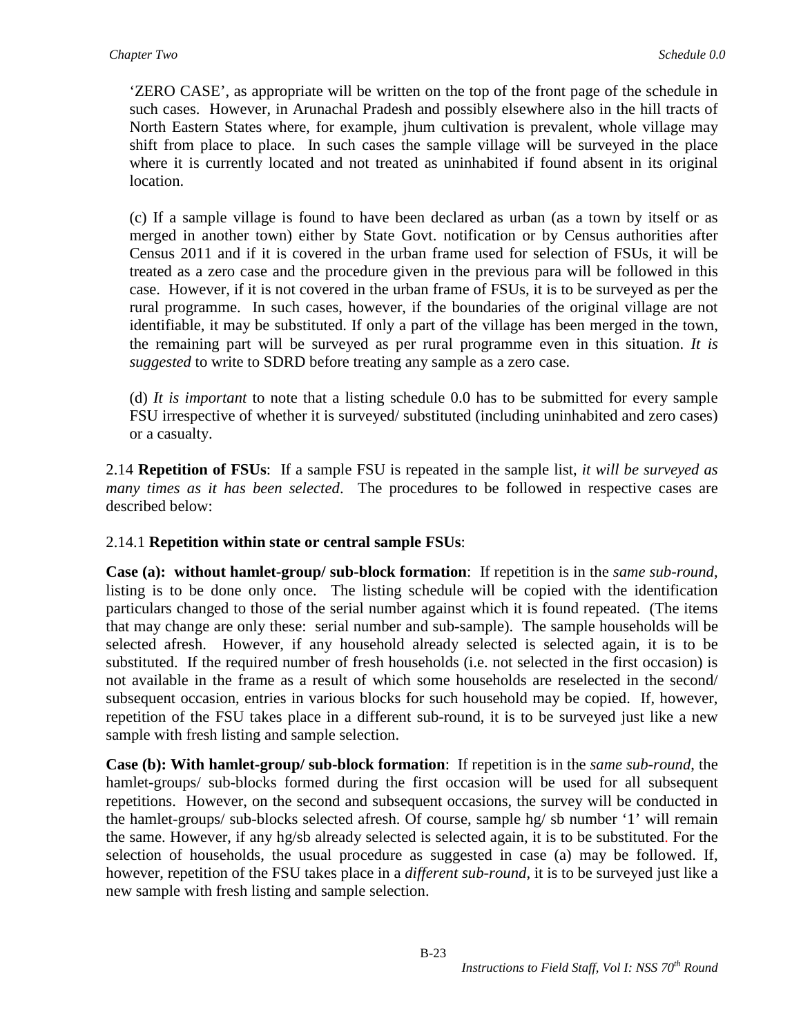'ZERO CASE', as appropriate will be written on the top of the front page of the schedule in such cases. However, in Arunachal Pradesh and possibly elsewhere also in the hill tracts of North Eastern States where, for example, jhum cultivation is prevalent, whole village may shift from place to place. In such cases the sample village will be surveyed in the place where it is currently located and not treated as uninhabited if found absent in its original location.

(c) If a sample village is found to have been declared as urban (as a town by itself or as merged in another town) either by State Govt. notification or by Census authorities after Census 2011 and if it is covered in the urban frame used for selection of FSUs, it will be treated as a zero case and the procedure given in the previous para will be followed in this case. However, if it is not covered in the urban frame of FSUs, it is to be surveyed as per the rural programme. In such cases, however, if the boundaries of the original village are not identifiable, it may be substituted. If only a part of the village has been merged in the town, the remaining part will be surveyed as per rural programme even in this situation. *It is suggested* to write to SDRD before treating any sample as a zero case.

(d) *It is important* to note that a listing schedule 0.0 has to be submitted for every sample FSU irrespective of whether it is surveyed/ substituted (including uninhabited and zero cases) or a casualty.

2.14 **Repetition of FSUs**: If a sample FSU is repeated in the sample list, *it will be surveyed as many times as it has been selected*. The procedures to be followed in respective cases are described below:

2.14.1 **Repetition within state or central sample FSUs**:

**Case (a): without hamlet-group/ sub-block formation**: If repetition is in the *same sub-round*, listing is to be done only once. The listing schedule will be copied with the identification particulars changed to those of the serial number against which it is found repeated. (The items that may change are only these: serial number and sub-sample). The sample households will be selected afresh. However, if any household already selected is selected again, it is to be substituted. If the required number of fresh households (i.e. not selected in the first occasion) is not available in the frame as a result of which some households are reselected in the second/ subsequent occasion, entries in various blocks for such household may be copied. If, however, repetition of the FSU takes place in a different sub-round, it is to be surveyed just like a new sample with fresh listing and sample selection.

**Case (b): With hamlet-group/ sub-block formation**: If repetition is in the *same sub-round*, the hamlet-groups/ sub-blocks formed during the first occasion will be used for all subsequent repetitions. However, on the second and subsequent occasions, the survey will be conducted in the hamlet-groups/ sub-blocks selected afresh. Of course, sample hg/ sb number '1' will remain the same. However, if any hg/sb already selected is selected again, it is to be substituted. For the selection of households, the usual procedure as suggested in case (a) may be followed. If, however, repetition of the FSU takes place in a *different sub-round*, it is to be surveyed just like a new sample with fresh listing and sample selection.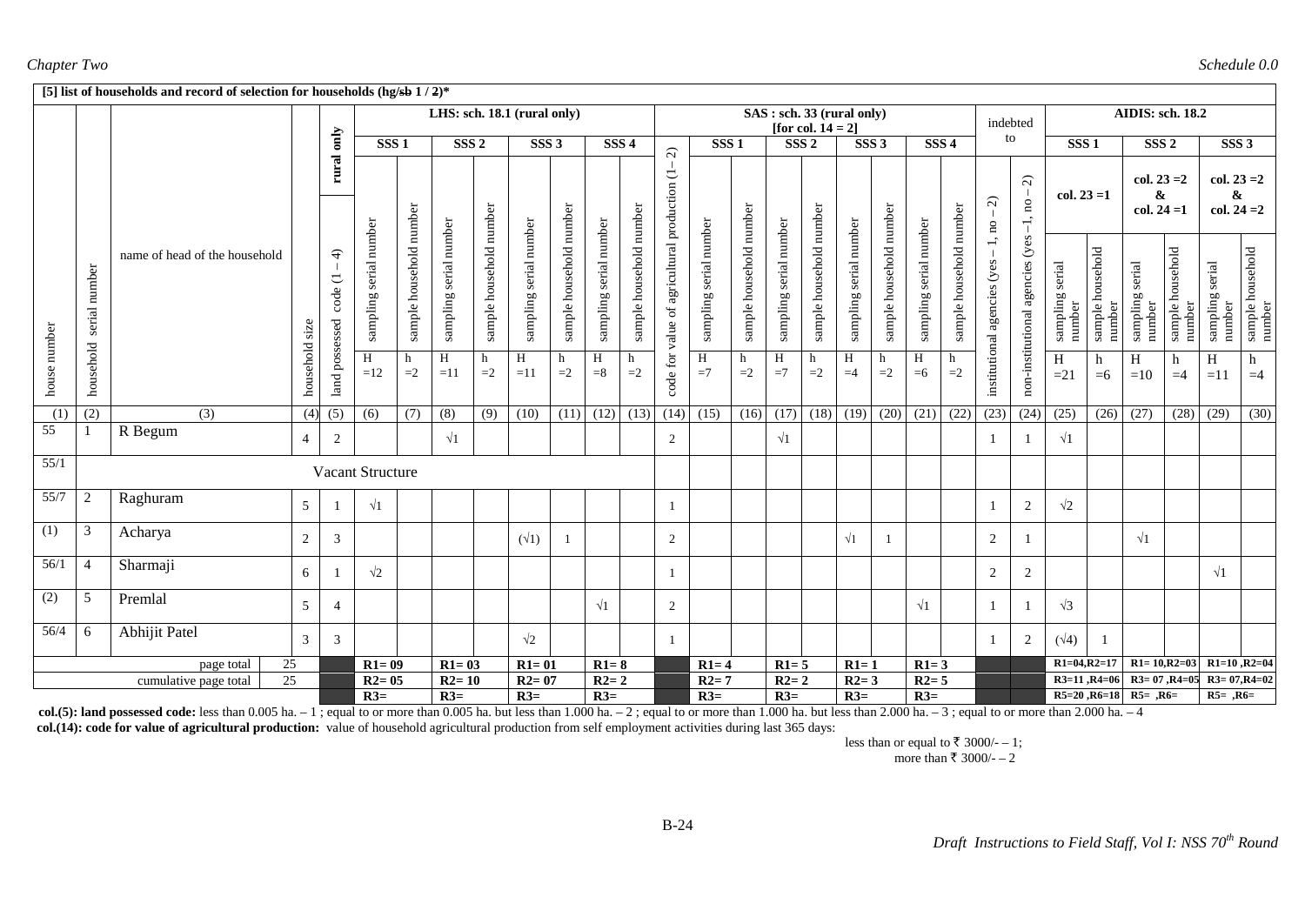**[5] list of households and record of selection for households (hg/~~sb~~ 1 / 2)***

| house number | household serial number | name of head of the household | household size | land possessed code (1 – 4) (rural only) | LHS: sch. 18.1 (rural only) SSS 1 sampling serial number H =12 | SSS 1 sample household number h =2 | SSS 2 sampling serial number H =11 | SSS 2 sample household number h =2 | SSS 3 sampling serial number H =11 | SSS 3 sample household number h =2 | SSS 4 sampling serial number H =8 | SSS 4 sample household number h =2 | code for value of agricultural production (1 – 2) | SAS : sch. 33 (rural only) [for col. 14 = 2] SSS 1 sampling serial number H =7 | SSS 1 sample household number h =2 | SSS 2 sampling serial number H =7 | SSS 2 sample household number h =2 | SSS 3 sampling serial number H =4 | SSS 3 sample household number h =2 | SSS 4 sampling serial number H =6 | SSS 4 sample household number h =2 | indebted to: institutional agencies (yes – 1, no – 2) | indebted to: non-institutional agencies (yes –1, no – 2) | AIDIS: sch. 18.2 SSS 1 col. 23 =1 sampling serial number H =21 | SSS 1 col. 23 =1 sample household number h =6 | SSS 2 col. 23 =2 & col. 24 =1 sampling serial number H =10 | SSS 2 sample household number h =4 | SSS 3 col. 23 =2 & col. 24 =2 sampling serial number H =11 | SSS 3 sample household number h =4 |
|---|---|---|---|---|---|---|---|---|---|---|---|---|---|---|---|---|---|---|---|---|---|---|---|---|---|---|---|---|---|
| (1) | (2) | (3) | (4) | (5) | (6) | (7) | (8) | (9) | (10) | (11) | (12) | (13) | (14) | (15) | (16) | (17) | (18) | (19) | (20) | (21) | (22) | (23) | (24) | (25) | (26) | (27) | (28) | (29) | (30) |
| 55 | 1 | R Begum | 4 | 2 | | | √1 | | | | | | 2 | | | √1 | | | | | | 1 | 1 | √1 | | | | | |
| 55/1 | Vacant Structure | | | | | | | | | | | | | | | | | | | | | | | | | | | | |
| 55/7 | 2 | Raghuram | 5 | 1 | √1 | | | | | | | | 1 | | | | | | | | | 1 | 2 | √2 | | | | | |
| (1) | 3 | Acharya | 2 | 3 | | | | | (√1) | 1 | | | 2 | | | | | √1 | 1 | | | 2 | 1 | | | √1 | | | |
| 56/1 | 4 | Sharmaji | 6 | 1 | √2 | | | | | | | | 1 | | | | | | | | | 2 | 2 | | | | | √1 | |
| (2) | 5 | Premlal | 5 | 4 | | | | | | | √1 | | 2 | | | | | | | √1 | | 1 | 1 | √3 | | | | | |
| 56/4 | 6 | Abhijit Patel | 3 | 3 | | | | | √2 | | | | 1 | | | | | | | | | 1 | 2 | (√4) | 1 | | | | |
| page total | | | 25 | | R1= 09 | | R1= 03 | | R1= 01 | | R1= 8 | | | R1= 4 | | R1= 5 | | R1= 1 | | R1= 3 | | | | R1=04,R2=17 | | R1= 10,R2=03 | | R1=10 ,R2=04 | |
| cumulative page total | | | 25 | | R2= 05 | | R2= 10 | | R2= 07 | | R2= 2 | | | R2= 7 | | R2= 2 | | R2= 3 | | R2= 5 | | | | R3=11 ,R4=06 | | R3= 07 ,R4=05 | | R3= 07,R4=02 | |
| | | | | | R3= | | R3= | | R3= | | R3= | | | R3= | | R3= | | R3= | | R3= | | | | R5=20 ,R6=18 | | R5= ,R6= | | R5= ,R6= | |

**col.(5): land possessed code:** less than 0.005 ha. – 1 ; equal to or more than 0.005 ha. but less than 1.000 ha. – 2 ; equal to or more than 1.000 ha. but less than 2.000 ha. – 3 ; equal to or more than 2.000 ha. – 4

**col.(14): code for value of agricultural production:** value of household agricultural production from self employment activities during last 365 days:

less than or equal to ₹ 3000/- – 1;
more than ₹ 3000/- – 2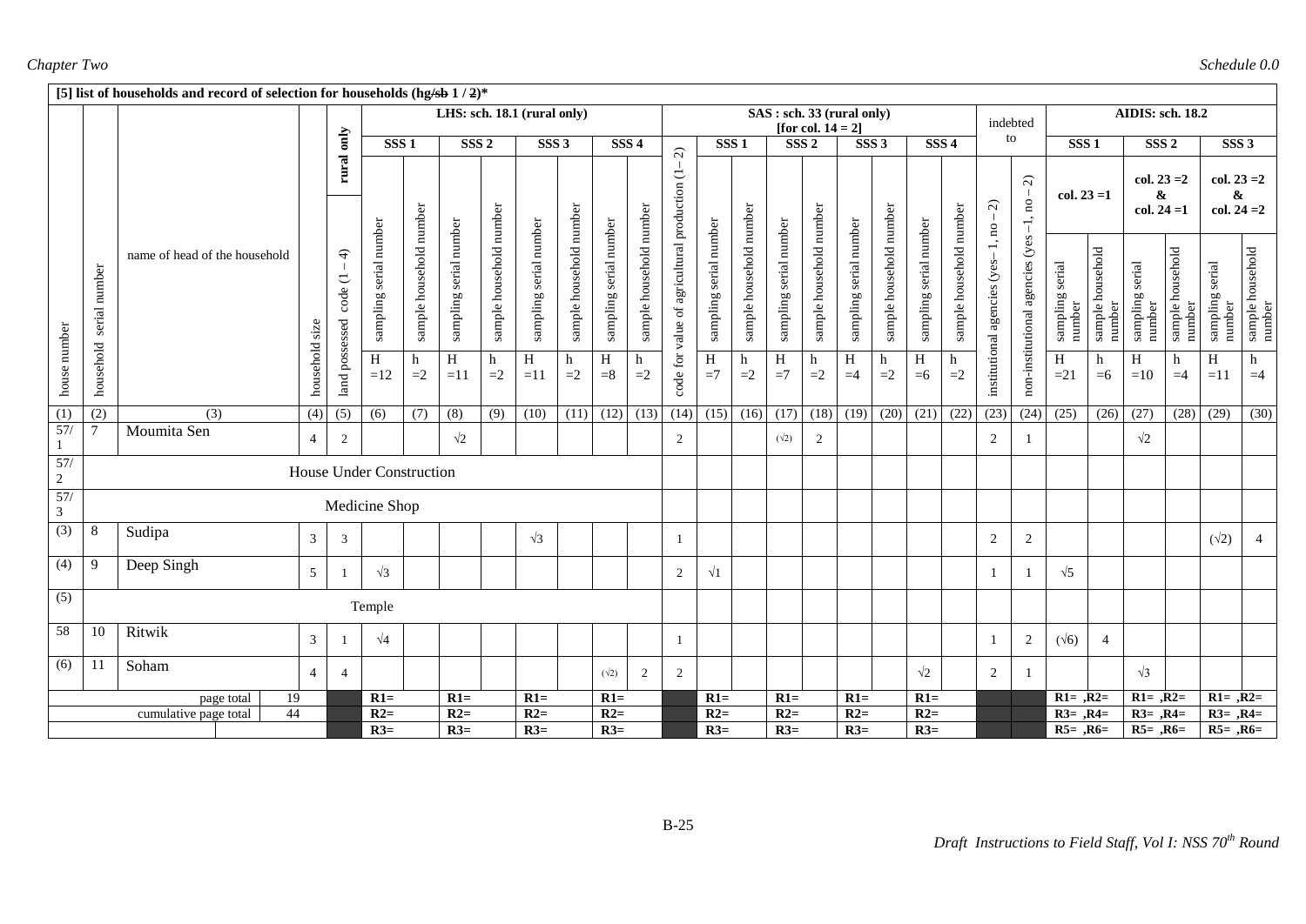[5] list of households and record of selection for households (hg/~~sb~~ 1 / ~~2~~)*

| house number | household serial number | name of head of the household | household size | land possessed code (1 – 4) (rural only) | LHS: sch. 18.1 (rural only) SSS 1 sampling serial number H =12 | SSS 1 sample household number h =2 | SSS 2 sampling serial number H =11 | SSS 2 sample household number h =2 | SSS 3 sampling serial number H =11 | SSS 3 sample household number h =2 | SSS 4 sampling serial number H =8 | SSS 4 sample household number h =2 | code for value of agricultural production (1– 2) | SAS : sch. 33 (rural only) [for col. 14 = 2] SSS 1 sampling serial number H =7 | SSS 1 sample household number h =2 | SSS 2 sampling serial number H =7 | SSS 2 sample household number h =2 | SSS 3 sampling serial number H =4 | SSS 3 sample household number h =2 | SSS 4 sampling serial number H =6 | SSS 4 sample household number h =2 | indebted to: institutional agencies (yes– 1, no – 2) | indebted to: non-institutional agencies (yes –1, no – 2) | AIDIS: sch. 18.2 SSS 1 col. 23 =1 sampling serial number H =21 | SSS 1 col. 23 =1 sample household number h =6 | SSS 2 col. 23 =2 & col. 24 =1 sampling serial number H =10 | SSS 2 col. 23 =2 & col. 24 =1 sample household number h =4 | SSS 3 col. 23 =2 & col. 24 =2 sampling serial number H =11 | SSS 3 col. 23 =2 & col. 24 =2 sample household number h =4 |
|---|---|---|---|---|---|---|---|---|---|---|---|---|---|---|---|---|---|---|---|---|---|---|---|---|---|---|---|---|---|
| (1) | (2) | (3) | (4) | (5) | (6) | (7) | (8) | (9) | (10) | (11) | (12) | (13) | (14) | (15) | (16) | (17) | (18) | (19) | (20) | (21) | (22) | (23) | (24) | (25) | (26) | (27) | (28) | (29) | (30) |
| 57/1 | 7 | Moumita Sen | 4 | 2 | | | √2 | | | | | | 2 | | | (√2) | 2 | | | | | 2 | 1 | | | √2 | | | |
| 57/2 | House Under Construction | | | | | | | | | | | | | | | | | | | | | | | | | | | | |
| 57/3 | Medicine Shop | | | | | | | | | | | | | | | | | | | | | | | | | | | | |
| (3) | 8 | Sudipa | 3 | 3 | | | | | √3 | | | | 1 | | | | | | | | | 2 | 2 | | | | | (√2) | 4 |
| (4) | 9 | Deep Singh | 5 | 1 | √3 | | | | | | | | 2 | √1 | | | | | | | | 1 | 1 | √5 | | | | | |
| (5) | Temple | | | | | | | | | | | | | | | | | | | | | | | | | | | | |
| 58 | 10 | Ritwik | 3 | 1 | √4 | | | | | | | | 1 | | | | | | | | | 1 | 2 | (√6) | 4 | | | | |
| (6) | 11 | Soham | 4 | 4 | | | | | | | (√2) | 2 | 2 | | | | | | | √2 | | 2 | 1 | | | √3 | | | |
| page total | | | 19 | | R1= | | R1= | | R1= | | R1= | | | R1= | | R1= | | R1= | | R1= | | | | R1= ,R2= | | R1= ,R2= | | R1= ,R2= | |
| cumulative page total | | | 44 | | R2= | | R2= | | R2= | | R2= | | | R2= | | R2= | | R2= | | R2= | | | | R3= ,R4= | | R3= ,R4= | | R3= ,R4= | |
| | | | | | R3= | | R3= | | R3= | | R3= | | | R3= | | R3= | | R3= | | R3= | | | | R5= ,R6= | | R5= ,R6= | | R5= ,R6= | |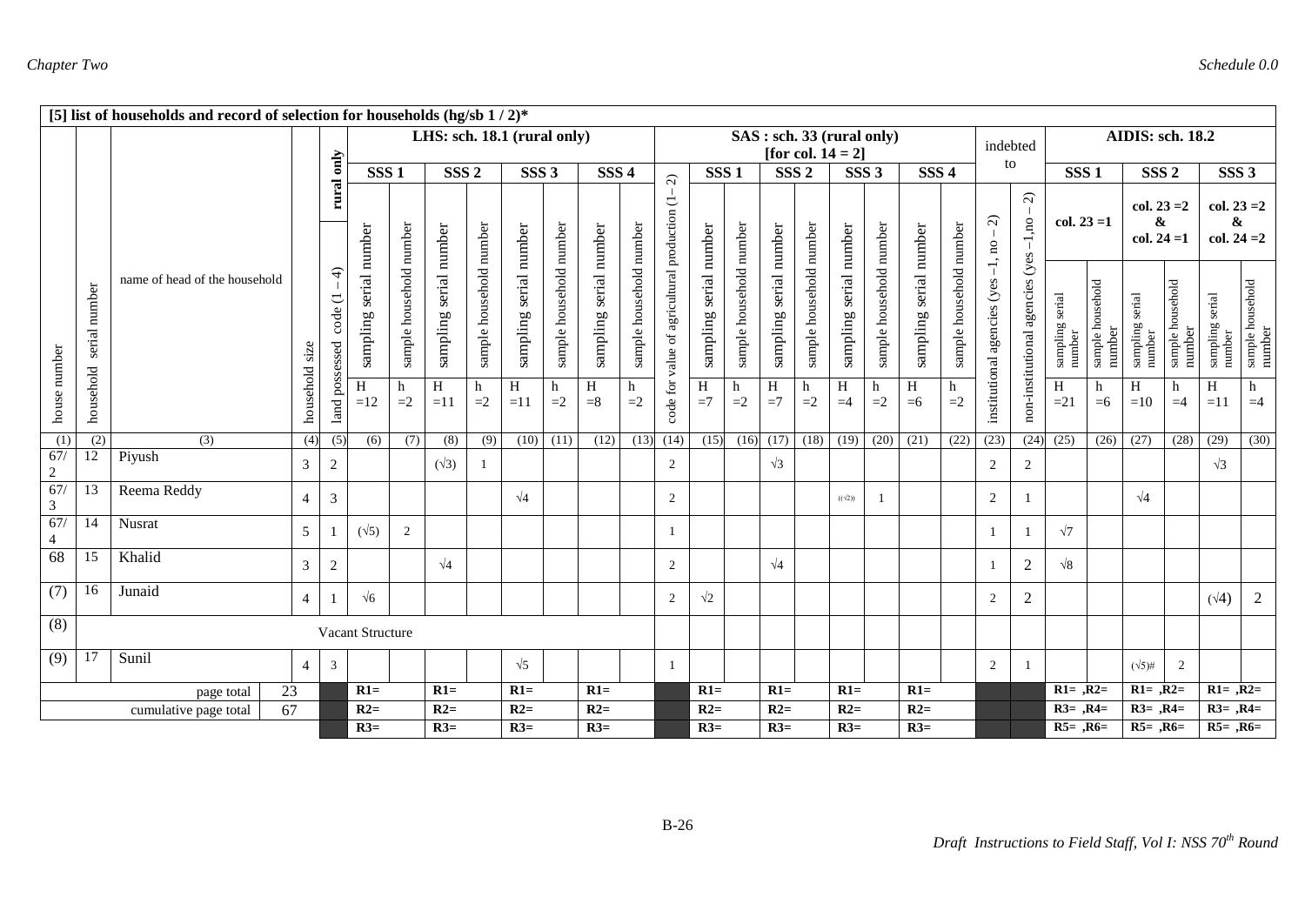**[5] list of households and record of selection for households (hg/sb 1 / 2)***

| house number | household serial number | name of head of the household | household size | rural only | LHS: sch. 18.1 (rural only) | | | | | | | | code for value of agricultural production (1 – 2) | SAS : sch. 33 (rural only) [for col. 14 = 2] | | | | | | | | indebted to | | AIDIS: sch. 18.2 | | | | | |
|---|---|---|---|---|---|---|---|---|---|---|---|---|---|---|---|---|---|---|---|---|---|---|---|---|---|---|---|---|---|
| | | | | land possessed code (1 – 4) | SSS 1 | | SSS 2 | | SSS 3 | | SSS 4 | | | SSS 1 | | SSS 2 | | SSS 3 | | SSS 4 | | institutional agencies (yes –1, no – 2) | non-institutional agencies (yes –1, no – 2) | SSS 1 | | SSS 2 | | SSS 3 | |
| | | | | | | | | | | | | | | | | | | | | | | | | col. 23 =1 | | col. 23 =2 & col. 24 =1 | | col. 23 =2 & col. 24 =2 | |
| | | | | | sampling serial number H =12 | sample household number h =2 | sampling serial number H =11 | sample household number h =2 | sampling serial number H =11 | sample household number h =2 | sampling serial number H =8 | sample household number h =2 | | sampling serial number H =7 | sample household number h =2 | sampling serial number H =7 | sample household number h =2 | sampling serial number H =4 | sample household number h =2 | sampling serial number H =6 | sample household number h =2 | | | sampling serial number H =21 | sample household number h =6 | sampling serial number H =10 | sample household number h =4 | sampling serial number H =11 | sample household number h =4 |
| (1) | (2) | (3) | (4) | (5) | (6) | (7) | (8) | (9) | (10) | (11) | (12) | (13) | (14) | (15) | (16) | (17) | (18) | (19) | (20) | (21) | (22) | (23) | (24) | (25) | (26) | (27) | (28) | (29) | (30) |
| 67/2 | 12 | Piyush | 3 | 2 | | | (√3) | 1 | | | | | 2 | | | √3 | | | | | | 2 | 2 | | | | | √3 | |
| 67/3 | 13 | Reema Reddy | 4 | 3 | | | | | √4 | | | | 2 | | | | | ((√2)) | 1 | | | 2 | 1 | | | √4 | | | |
| 67/4 | 14 | Nusrat | 5 | 1 | (√5) | 2 | | | | | | | 1 | | | | | | | | | 1 | 1 | √7 | | | | | |
| 68 | 15 | Khalid | 3 | 2 | | | √4 | | | | | | 2 | | | √4 | | | | | | 1 | 2 | √8 | | | | | |
| (7) | 16 | Junaid | 4 | 1 | √6 | | | | | | | | 2 | √2 | | | | | | | | 2 | 2 | | | | | (√4) | 2 |
| (8) | | Vacant Structure | | | | | | | | | | | | | | | | | | | | | | | | | | | |
| (9) | 17 | Sunil | 4 | 3 | | | | | √5 | | | | 1 | | | | | | | | | 2 | 1 | | | (√5)# | 2 | | |
| | | page total | 23 | | R1= | | R1= | | R1= | | R1= | | | R1= | | R1= | | R1= | | R1= | | | | R1= ,R2= | | R1= ,R2= | | R1= ,R2= | |
| | | cumulative page total | 67 | | R2= | | R2= | | R2= | | R2= | | | R2= | | R2= | | R2= | | R2= | | | | R3= ,R4= | | R3= ,R4= | | R3= ,R4= | |
| | | | | | R3= | | R3= | | R3= | | R3= | | | R3= | | R3= | | R3= | | R3= | | | | R5= ,R6= | | R5= ,R6= | | R5= ,R6= | |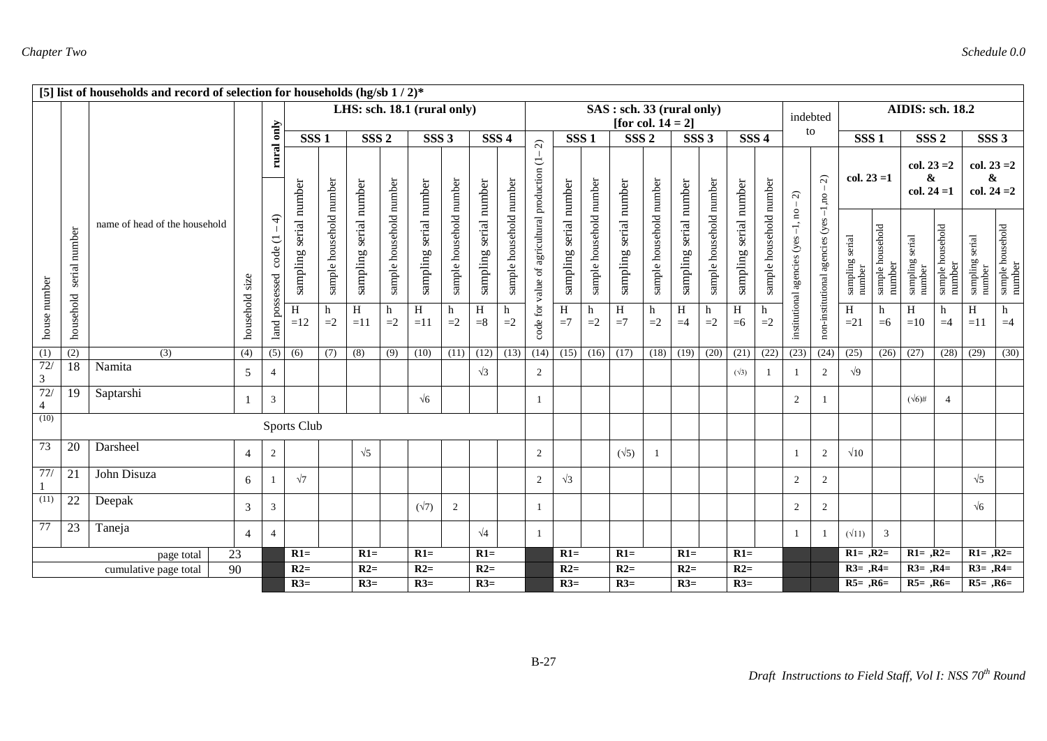**[5] list of households and record of selection for households (hg/sb 1 / 2)***

| house number | household serial number | name of head of the household | household size | land possessed code (1 – 4) (rural only) | LHS: sch. 18.1 (rural only) SSS 1 sampling serial number H =12 | SSS 1 sample household number h =2 | SSS 2 sampling serial number H =11 | SSS 2 sample household number h =2 | SSS 3 sampling serial number H =11 | SSS 3 sample household number h =2 | SSS 4 sampling serial number H =8 | SSS 4 sample household number h =2 | code for value of agricultural production (1 – 2) | SAS : sch. 33 (rural only) [for col. 14 = 2] SSS 1 sampling serial number H =7 | SSS 1 sample household number h =2 | SSS 2 sampling serial number H =7 | SSS 2 sample household number h =2 | SSS 3 sampling serial number H =4 | SSS 3 sample household number h =2 | SSS 4 sampling serial number H =6 | SSS 4 sample household number h =2 | indebted to: institutional agencies (yes –1, no – 2) | indebted to: non-institutional agencies (yes –1, no – 2) | AIDIS: sch. 18.2 SSS 1 (col. 23 =1) sampling serial number H =21 | SSS 1 sample household number h =6 | SSS 2 (col. 23 =2 & col. 24 =1) sampling serial number H =10 | SSS 2 sample household number h =4 | SSS 3 (col. 23 =2 & col. 24 =2) sampling serial number H =11 | SSS 3 sample household number h =4 |
|---|---|---|---|---|---|---|---|---|---|---|---|---|---|---|---|---|---|---|---|---|---|---|---|---|---|---|---|---|---|
| (1) | (2) | (3) | (4) | (5) | (6) | (7) | (8) | (9) | (10) | (11) | (12) | (13) | (14) | (15) | (16) | (17) | (18) | (19) | (20) | (21) | (22) | (23) | (24) | (25) | (26) | (27) | (28) | (29) | (30) |
| 72/3 | 18 | Namita | 5 | 4 | | | | | | | √3 | | 2 | | | | | | | (√3) | 1 | 1 | 2 | √9 | | | | | |
| 72/4 | 19 | Saptarshi | 1 | 3 | | | | | √6 | | | | 1 | | | | | | | | | 2 | 1 | | | (√6)# | 4 | | |
| (10) | | Sports Club | | | | | | | | | | | | | | | | | | | | | | | | | | | |
| 73 | 20 | Darsheel | 4 | 2 | | | √5 | | | | | | 2 | | | (√5) | 1 | | | | | 1 | 2 | √10 | | | | | |
| 77/1 | 21 | John Disuza | 6 | 1 | √7 | | | | | | | | 2 | √3 | | | | | | | | 2 | 2 | | | | | √5 | |
| (11) | 22 | Deepak | 3 | 3 | | | | | (√7) | 2 | | | 1 | | | | | | | | | 2 | 2 | | | | | √6 | |
| 77 | 23 | Taneja | 4 | 4 | | | | | | | √4 | | 1 | | | | | | | | | 1 | 1 | (√11) | 3 | | | | |
| | | page total | 23 | | R1= | | R1= | | R1= | | R1= | | | R1= | | R1= | | R1= | | R1= | | | | R1= ,R2= | | R1= ,R2= | | R1= ,R2= | |
| | | cumulative page total | 90 | | R2= | | R2= | | R2= | | R2= | | | R2= | | R2= | | R2= | | R2= | | | | R3= ,R4= | | R3= ,R4= | | R3= ,R4= | |
| | | | | | R3= | | R3= | | R3= | | R3= | | | R3= | | R3= | | R3= | | R3= | | | | R5= ,R6= | | R5= ,R6= | | R5= ,R6= | |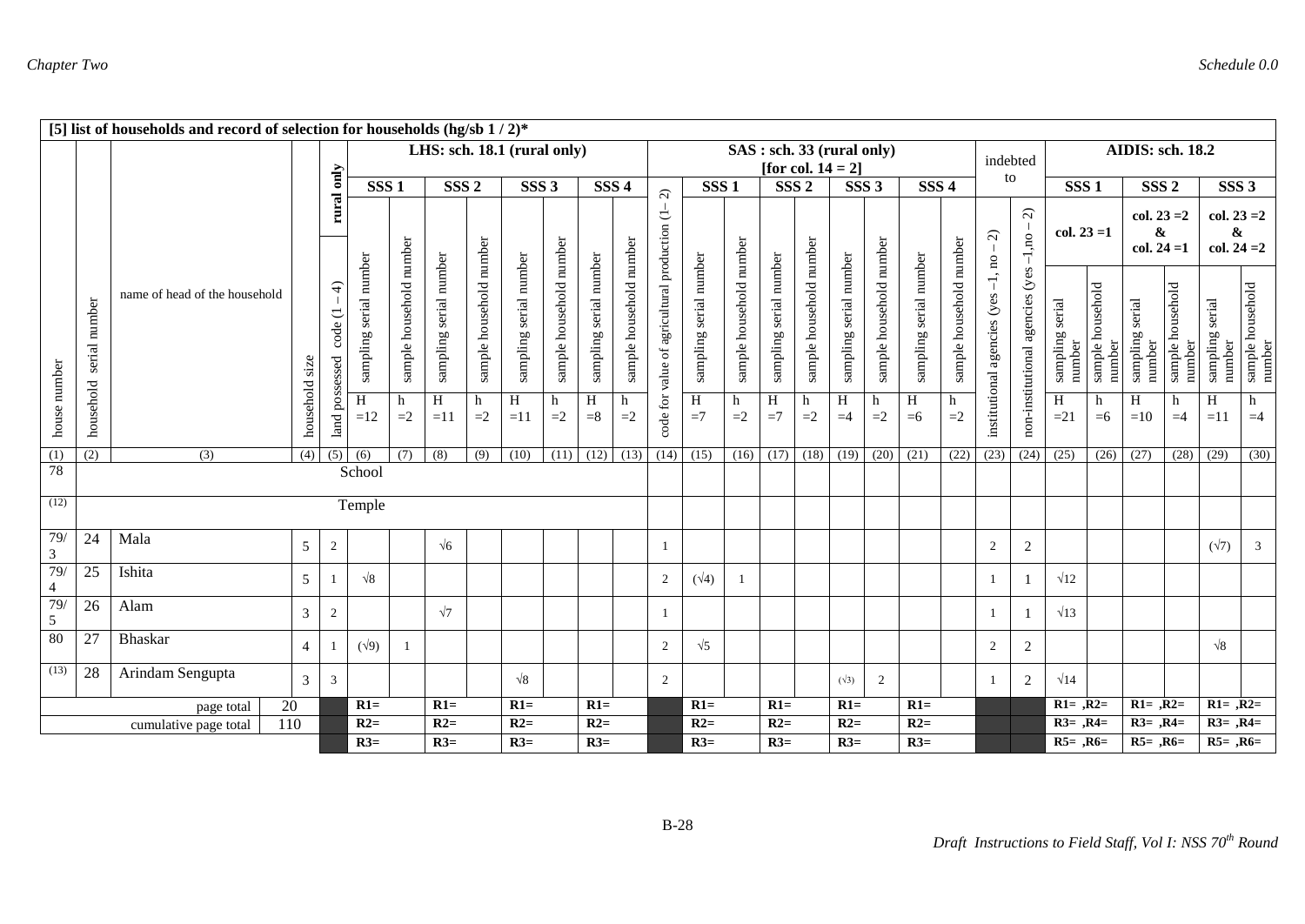| [5] list of households and record of selection for households (hg/sb 1 / 2)* | | | | | | | | | | | | | | | | | | | | | | | | | | | | | |
|---|---|---|---|---|---|---|---|---|---|---|---|---|---|---|---|---|---|---|---|---|---|---|---|---|---|---|---|---|---|
| | | | | rural only | LHS: sch. 18.1 (rural only) | | | | | | | | | SAS : sch. 33 (rural only) [for col. 14 = 2] | | | | | | | | indebted to | | AIDIS: sch. 18.2 | | | | | |
| | | | | | SSS 1 | | SSS 2 | | SSS 3 | | SSS 4 | | | SSS 1 | | SSS 2 | | SSS 3 | | SSS 4 | | | | SSS 1 | | SSS 2 | | SSS 3 | |
| | | | | | | | | | | | | | | | | | | | | | | | | col. 23 =1 | | col. 23 =2 & col. 24 =1 | | col. 23 =2 & col. 24 =2 | |
| house number | household serial number | name of head of the household | household size | land possessed code (1 – 4) | sampling serial number | sample household number | sampling serial number | sample household number | sampling serial number | sample household number | sampling serial number | sample household number | code for value of agricultural production (1– 2) | sampling serial number | sample household number | sampling serial number | sample household number | sampling serial number | sample household number | sampling serial number | sample household number | institutional agencies (yes –1, no – 2) | non-institutional agencies (yes –1, no – 2) | sampling serial number | sample household number | sampling serial number | sample household number | sampling serial number | sample household number |
| | | | | | H =12 | h =2 | H =11 | h =2 | H =11 | h =2 | H =8 | h =2 | | H =7 | h =2 | H =7 | h =2 | H =4 | h =2 | H =6 | h =2 | | | H =21 | h =6 | H =10 | h =4 | H =11 | h =4 |
| (1) | (2) | (3) | (4) | (5) | (6) | (7) | (8) | (9) | (10) | (11) | (12) | (13) | (14) | (15) | (16) | (17) | (18) | (19) | (20) | (21) | (22) | (23) | (24) | (25) | (26) | (27) | (28) | (29) | (30) |
| 78 | School | | | | | | | | | | | | | | | | | | | | | | | | | | | | |
| (12) | Temple | | | | | | | | | | | | | | | | | | | | | | | | | | | | |
| 79/3 | 24 | Mala | 5 | 2 | | | √6 | | | | | | 1 | | | | | | | | | 2 | 2 | | | | | (√7) | 3 |
| 79/4 | 25 | Ishita | 5 | 1 | √8 | | | | | | | | 2 | (√4) | 1 | | | | | | | 1 | 1 | √12 | | | | | |
| 79/5 | 26 | Alam | 3 | 2 | | | √7 | | | | | | 1 | | | | | | | | | 1 | 1 | √13 | | | | | |
| 80 | 27 | Bhaskar | 4 | 1 | (√9) | 1 | | | | | | | 2 | √5 | | | | | | | | 2 | 2 | | | | | √8 | |
| (13) | 28 | Arindam Sengupta | 3 | 3 | | | | | √8 | | | | 2 | | | | | (√3) | 2 | | | 1 | 2 | √14 | | | | | |
| page total | | | 20 | | R1= | | R1= | | R1= | | R1= | | | R1= | | R1= | | R1= | | R1= | | | | R1= ,R2= | | R1= ,R2= | | R1= ,R2= | |
| cumulative page total | | | 110 | | R2= | | R2= | | R2= | | R2= | | | R2= | | R2= | | R2= | | R2= | | | | R3= ,R4= | | R3= ,R4= | | R3= ,R4= | |
| | | | | | R3= | | R3= | | R3= | | R3= | | | R3= | | R3= | | R3= | | R3= | | | | R5= ,R6= | | R5= ,R6= | | R5= ,R6= | |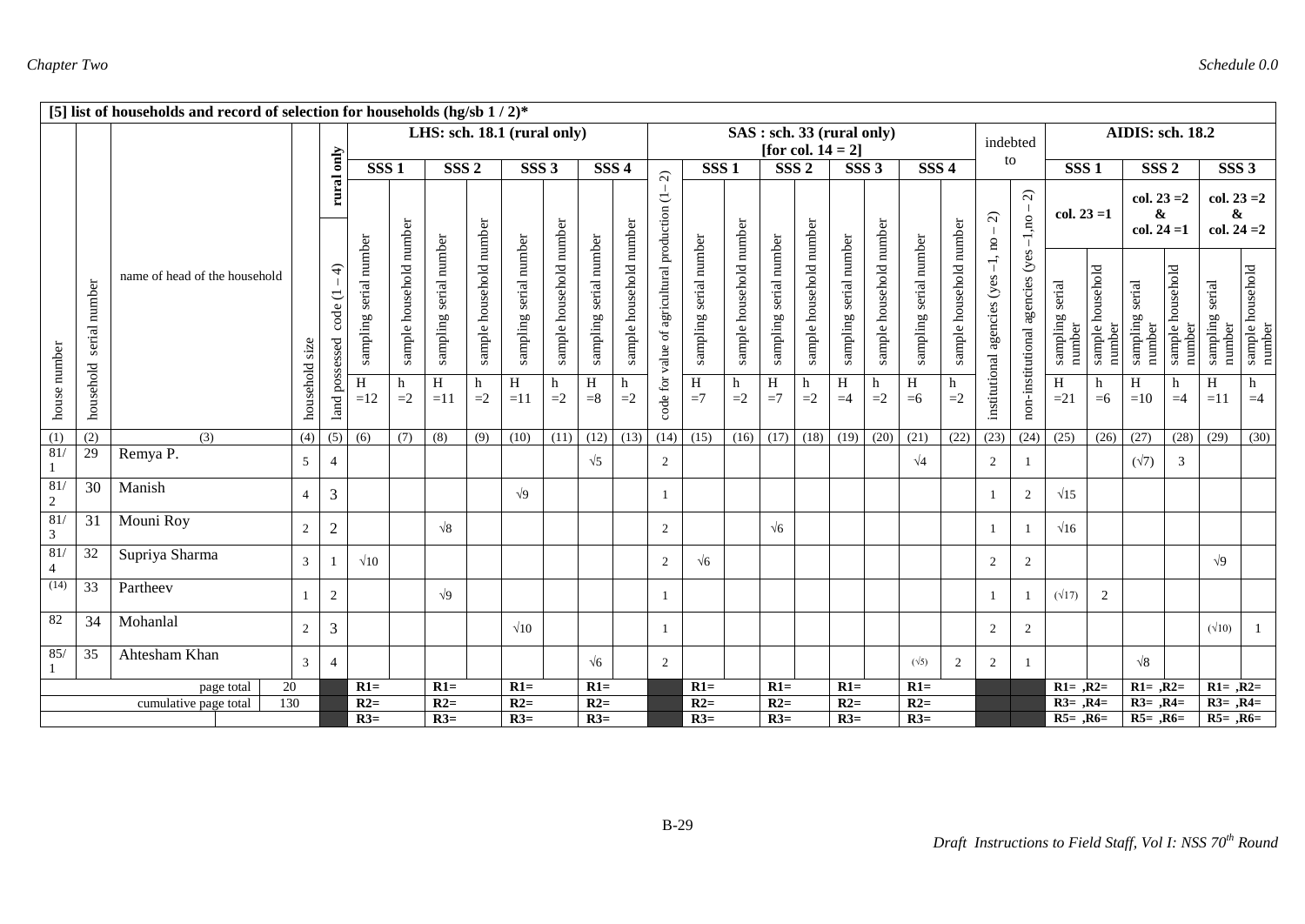**[5] list of households and record of selection for households (hg/sb 1 / 2)***

| house number | household serial number | name of head of the household | household size | land possessed code (1 – 4) (rural only) | LHS: sch. 18.1 (rural only) | | | | | | | | code for value of agricultural production (1– 2) | SAS : sch. 33 (rural only) [for col. 14 = 2] | | | | | | | | indebted to | | AIDIS: sch. 18.2 | | | | | |
|---|---|---|---|---|---|---|---|---|---|---|---|---|---|---|---|---|---|---|---|---|---|---|---|---|---|---|---|---|---|
| | | | | | SSS 1 | | SSS 2 | | SSS 3 | | SSS 4 | | | SSS 1 | | SSS 2 | | SSS 3 | | SSS 4 | | | | SSS 1 | | SSS 2 | | SSS 3 | |
| | | | | | | | | | | | | | | | | | | | | | | | | col. 23 =1 | | col. 23 =2 & col. 24 =1 | | col. 23 =2 & col. 24 =2 | |
| | | | | | sampling serial number H =12 | sample household number h =2 | sampling serial number H =11 | sample household number h =2 | sampling serial number H =11 | sample household number h =2 | sampling serial number H =8 | sample household number h =2 | | sampling serial number H =7 | sample household number h =2 | sampling serial number H =7 | sample household number h =2 | sampling serial number H =4 | sample household number h =2 | sampling serial number H =6 | sample household number h =2 | institutional agencies (yes –1, no – 2) | non-institutional agencies (yes –1,no – 2) | sampling serial number H =21 | sample household number h =6 | sampling serial number H =10 | sample household number h =4 | sampling serial number H =11 | sample household number h =4 |
| (1) | (2) | (3) | (4) | (5) | (6) | (7) | (8) | (9) | (10) | (11) | (12) | (13) | (14) | (15) | (16) | (17) | (18) | (19) | (20) | (21) | (22) | (23) | (24) | (25) | (26) | (27) | (28) | (29) | (30) |
| 81/1 | 29 | Remya P. | 5 | 4 | | | | | | | √5 | | 2 | | | | | | | √4 | | 2 | 1 | | | (√7) | 3 | | |
| 81/2 | 30 | Manish | 4 | 3 | | | | | √9 | | | | 1 | | | | | | | | | 1 | 2 | √15 | | | | | |
| 81/3 | 31 | Mouni Roy | 2 | 2 | | | √8 | | | | | | 2 | | | √6 | | | | | | 1 | 1 | √16 | | | | | |
| 81/4 | 32 | Supriya Sharma | 3 | 1 | √10 | | | | | | | | 2 | √6 | | | | | | | | 2 | 2 | | | | | √9 | |
| (14) | 33 | Partheev | 1 | 2 | | | √9 | | | | | | 1 | | | | | | | | | 1 | 1 | (√17) | 2 | | | | |
| 82 | 34 | Mohanlal | 2 | 3 | | | | | √10 | | | | 1 | | | | | | | | | 2 | 2 | | | | | (√10) | 1 |
| 85/1 | 35 | Ahtesham Khan | 3 | 4 | | | | | | | √6 | | 2 | | | | | | | (√5) | 2 | 2 | 1 | | | √8 | | | |
| | | page total | 20 | | R1= | | R1= | | R1= | | R1= | | | R1= | | R1= | | R1= | | R1= | | | | R1= ,R2= | | R1= ,R2= | | R1= ,R2= | |
| | | cumulative page total | 130 | | R2= | | R2= | | R2= | | R2= | | | R2= | | R2= | | R2= | | R2= | | | | R3= ,R4= | | R3= ,R4= | | R3= ,R4= | |
| | | | | | R3= | | R3= | | R3= | | R3= | | | R3= | | R3= | | R3= | | R3= | | | | R5= ,R6= | | R5= ,R6= | | R5= ,R6= | |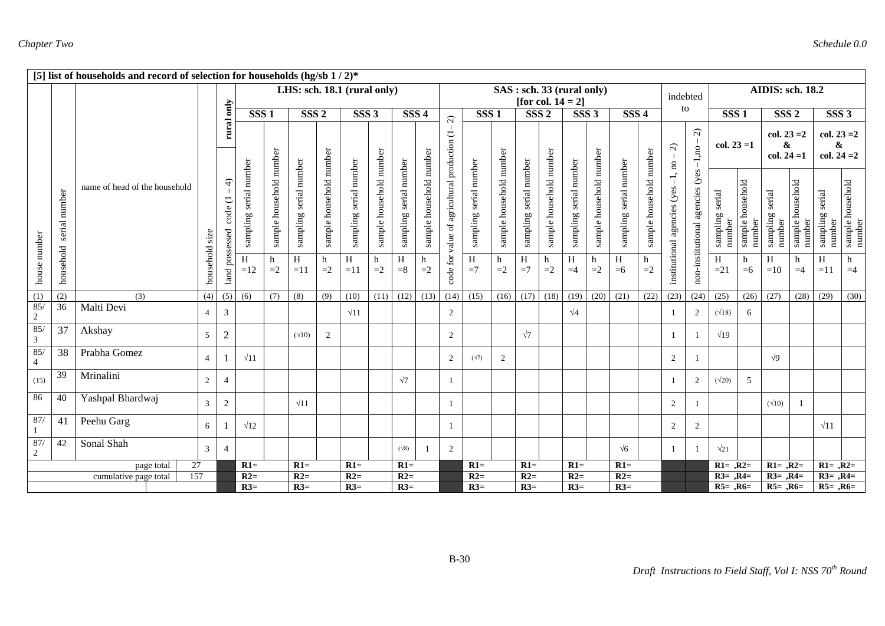**[5] list of households and record of selection for households (hg/sb 1 / 2)***

| house number | household serial number | name of head of the household | household size | land possessed code (1 – 4) (rural only) | LHS: sch. 18.1 (rural only) SSS 1 sampling serial number H =12 | SSS 1 sample household number h =2 | SSS 2 sampling serial number H =11 | SSS 2 sample household number h =2 | SSS 3 sampling serial number H =11 | SSS 3 sample household number h =2 | SSS 4 sampling serial number H =8 | SSS 4 sample household number h =2 | code for value of agricultural production (1– 2) | SAS : sch. 33 (rural only) [for col. 14 = 2] SSS 1 sampling serial number H =7 | SSS 1 sample household number h =2 | SSS 2 sampling serial number H =7 | SSS 2 sample household number h =2 | SSS 3 sampling serial number H =4 | SSS 3 sample household number h =2 | SSS 4 sampling serial number H =6 | SSS 4 sample household number h =2 | indebted to institutional agencies (yes –1, no – 2) | indebted to non-institutional agencies (yes –1,no – 2) | AIDIS: sch. 18.2 SSS 1 col. 23 =1 sampling serial number H =21 | SSS 1 col. 23 =1 sample household number h =6 | SSS 2 col. 23 =2 & col. 24 =1 sampling serial number H =10 | SSS 2 col. 23 =2 & col. 24 =1 sample household number h =4 | SSS 3 col. 23 =2 & col. 24 =2 sampling serial number H =11 | SSS 3 col. 23 =2 & col. 24 =2 sample household number h =4 |
|---|---|---|---|---|---|---|---|---|---|---|---|---|---|---|---|---|---|---|---|---|---|---|---|---|---|---|---|---|---|
| (1) | (2) | (3) | (4) | (5) | (6) | (7) | (8) | (9) | (10) | (11) | (12) | (13) | (14) | (15) | (16) | (17) | (18) | (19) | (20) | (21) | (22) | (23) | (24) | (25) | (26) | (27) | (28) | (29) | (30) |
| 85/2 | 36 | Malti Devi | 4 | 3 | | | | | √11 | | | | 2 | | | | | √4 | | | | 1 | 2 | (√18) | 6 | | | | |
| 85/3 | 37 | Akshay | 5 | 2 | | | (√10) | 2 | | | | | 2 | | | √7 | | | | | | 1 | 1 | √19 | | | | | |
| 85/4 | 38 | Prabha Gomez | 4 | 1 | √11 | | | | | | | | 2 | (√7) | 2 | | | | | | | 2 | 1 | | | √9 | | | |
| (15) | 39 | Mrinalini | 2 | 4 | | | | | | | √7 | | 1 | | | | | | | | | 1 | 2 | (√20) | 5 | | | | |
| 86 | 40 | Yashpal Bhardwaj | 3 | 2 | | | √11 | | | | | | 1 | | | | | | | | | 2 | 1 | | | (√10) | 1 | | |
| 87/1 | 41 | Peehu Garg | 6 | 1 | √12 | | | | | | | | 1 | | | | | | | | | 2 | 2 | | | | | √11 | |
| 87/2 | 42 | Sonal Shah | 3 | 4 | | | | | | | (√8) | 1 | 2 | | | | | | | √6 | | 1 | 1 | √21 | | | | | |
| page total | | | 27 | | R1= | | R1= | | R1= | | R1= | | | R1= | | R1= | | R1= | | R1= | | | | R1= ,R2= | | R1= ,R2= | | R1= ,R2= | |
| cumulative page total | | | 157 | | R2= | | R2= | | R2= | | R2= | | | R2= | | R2= | | R2= | | R2= | | | | R3= ,R4= | | R3= ,R4= | | R3= ,R4= | |
| | | | | | R3= | | R3= | | R3= | | R3= | | | R3= | | R3= | | R3= | | R3= | | | | R5= ,R6= | | R5= ,R6= | | R5= ,R6= | |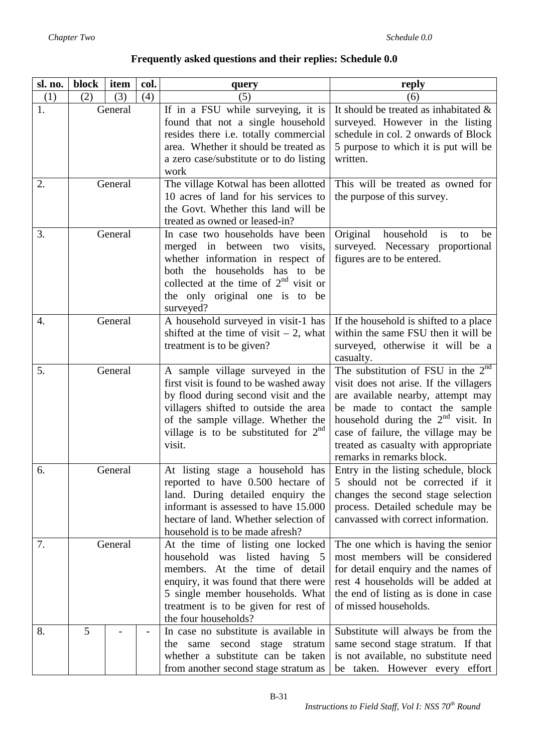## Frequently asked questions and their replies: Schedule 0.0

| sl. no. | block | item | col. | query | reply |
|---|---|---|---|---|---|
| (1) | (2) | (3) | (4) | (5) | (6) |
| 1. | General | | | If in a FSU while surveying, it is found that not a single household resides there i.e. totally commercial area. Whether it should be treated as a zero case/substitute or to do listing work | It should be treated as inhabitated & surveyed. However in the listing schedule in col. 2 onwards of Block 5 purpose to which it is put will be written. |
| 2. | General | | | The village Kotwal has been allotted 10 acres of land for his services to the Govt. Whether this land will be treated as owned or leased-in? | This will be treated as owned for the purpose of this survey. |
| 3. | General | | | In case two households have been merged in between two visits, whether information in respect of both the households has to be collected at the time of 2nd visit or the only original one is to be surveyed? | Original household is to be surveyed. Necessary proportional figures are to be entered. |
| 4. | General | | | A household surveyed in visit-1 has shifted at the time of visit – 2, what treatment is to be given? | If the household is shifted to a place within the same FSU then it will be surveyed, otherwise it will be a casualty. |
| 5. | General | | | A sample village surveyed in the first visit is found to be washed away by flood during second visit and the villagers shifted to outside the area of the sample village. Whether the village is to be substituted for 2nd visit. | The substitution of FSU in the 2nd visit does not arise. If the villagers are available nearby, attempt may be made to contact the sample household during the 2nd visit. In case of failure, the village may be treated as casualty with appropriate remarks in remarks block. |
| 6. | General | | | At listing stage a household has reported to have 0.500 hectare of land. During detailed enquiry the informant is assessed to have 15.000 hectare of land. Whether selection of household is to be made afresh? | Entry in the listing schedule, block 5 should not be corrected if it changes the second stage selection process. Detailed schedule may be canvassed with correct information. |
| 7. | General | | | At the time of listing one locked household was listed having 5 members. At the time of detail enquiry, it was found that there were 5 single member households. What treatment is to be given for rest of the four households? | The one which is having the senior most members will be considered for detail enquiry and the names of rest 4 households will be added at the end of listing as is done in case of missed households. |
| 8. | 5 | - | - | In case no substitute is available in the same second stage stratum whether a substitute can be taken from another second stage stratum as | Substitute will always be from the same second stage stratum. If that is not available, no substitute need be taken. However every effort |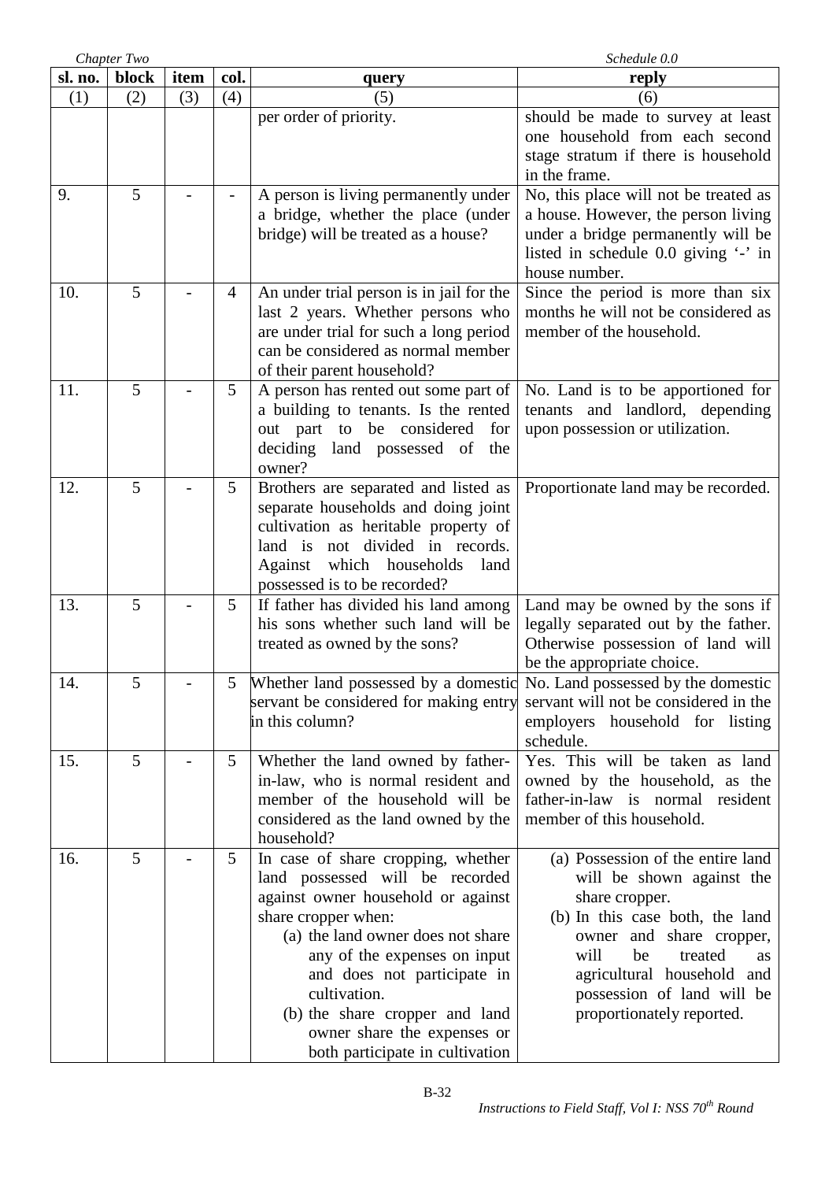| sl. no. | block | item | col. | query | reply |
|---|---|---|---|---|---|
| (1) | (2) | (3) | (4) | (5) | (6) |
| | | | | per order of priority. | should be made to survey at least one household from each second stage stratum if there is household in the frame. |
| 9. | 5 | - | - | A person is living permanently under a bridge, whether the place (under bridge) will be treated as a house? | No, this place will not be treated as a house. However, the person living under a bridge permanently will be listed in schedule 0.0 giving '-' in house number. |
| 10. | 5 | - | 4 | An under trial person is in jail for the last 2 years. Whether persons who are under trial for such a long period can be considered as normal member of their parent household? | Since the period is more than six months he will not be considered as member of the household. |
| 11. | 5 | - | 5 | A person has rented out some part of a building to tenants. Is the rented out part to be considered for deciding land possessed of the owner? | No. Land is to be apportioned for tenants and landlord, depending upon possession or utilization. |
| 12. | 5 | - | 5 | Brothers are separated and listed as separate households and doing joint cultivation as heritable property of land is not divided in records. Against which households land possessed is to be recorded? | Proportionate land may be recorded. |
| 13. | 5 | - | 5 | If father has divided his land among his sons whether such land will be treated as owned by the sons? | Land may be owned by the sons if legally separated out by the father. Otherwise possession of land will be the appropriate choice. |
| 14. | 5 | - | 5 | Whether land possessed by a domestic servant be considered for making entry in this column? | No. Land possessed by the domestic servant will not be considered in the employers household for listing schedule. |
| 15. | 5 | - | 5 | Whether the land owned by father-in-law, who is normal resident and member of the household will be considered as the land owned by the household? | Yes. This will be taken as land owned by the household, as the father-in-law is normal resident member of this household. |
| 16. | 5 | - | 5 | In case of share cropping, whether land possessed will be recorded against owner household or against share cropper when: (a) the land owner does not share any of the expenses on input and does not participate in cultivation. (b) the share cropper and land owner share the expenses or both participate in cultivation | (a) Possession of the entire land will be shown against the share cropper. (b) In this case both, the land owner and share cropper, will be treated as agricultural household and possession of land will be proportionately reported. |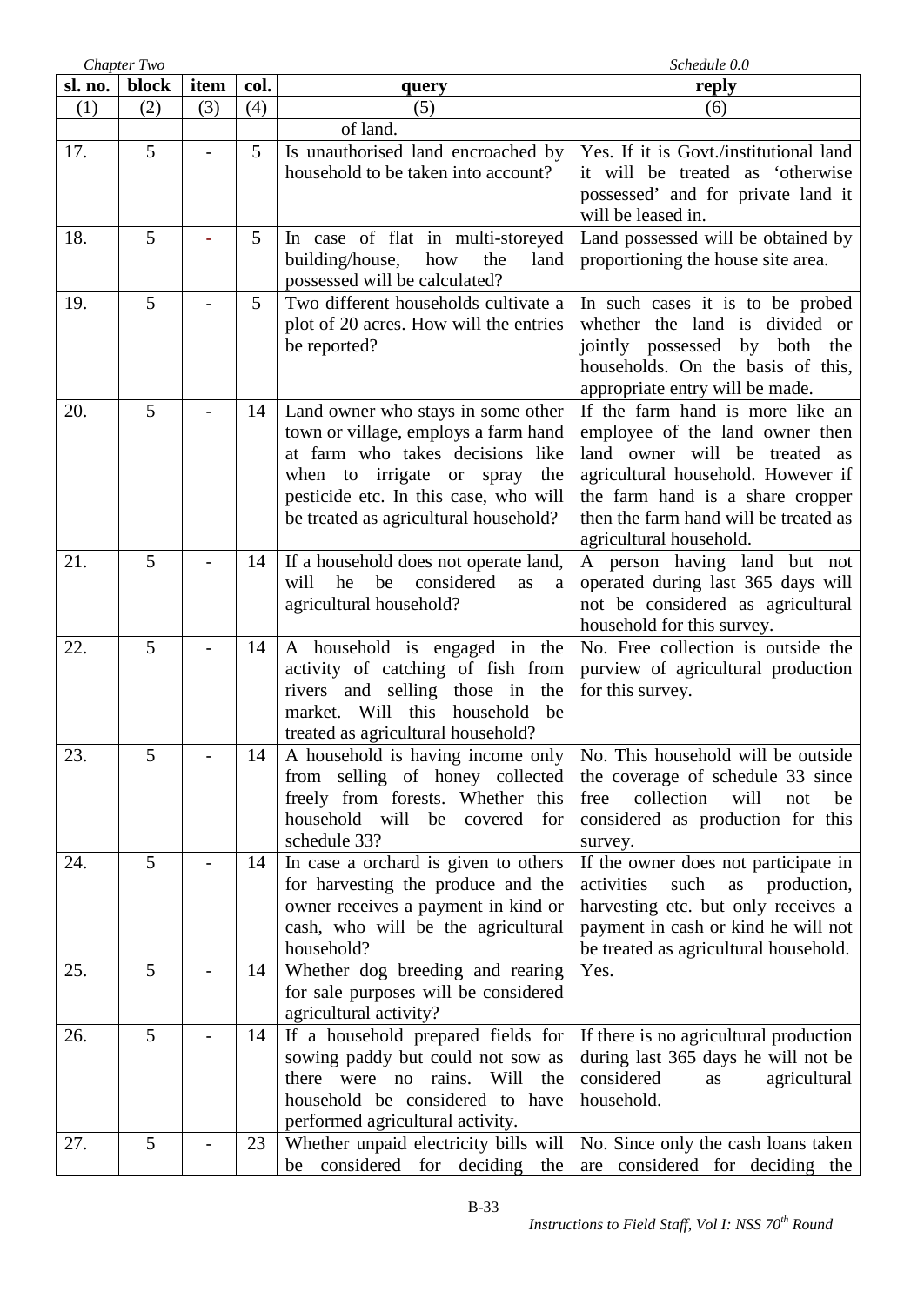| sl. no. | block | item | col. | query | reply |
|---|---|---|---|---|---|
| (1) | (2) | (3) | (4) | (5) | (6) |
| | | | | of land. | |
| 17. | 5 | - | 5 | Is unauthorised land encroached by household to be taken into account? | Yes. If it is Govt./institutional land it will be treated as 'otherwise possessed' and for private land it will be leased in. |
| 18. | 5 | - | 5 | In case of flat in multi-storeyed building/house, how the land possessed will be calculated? | Land possessed will be obtained by proportioning the house site area. |
| 19. | 5 | - | 5 | Two different households cultivate a plot of 20 acres. How will the entries be reported? | In such cases it is to be probed whether the land is divided or jointly possessed by both the households. On the basis of this, appropriate entry will be made. |
| 20. | 5 | - | 14 | Land owner who stays in some other town or village, employs a farm hand at farm who takes decisions like when to irrigate or spray the pesticide etc. In this case, who will be treated as agricultural household? | If the farm hand is more like an employee of the land owner then land owner will be treated as agricultural household. However if the farm hand is a share cropper then the farm hand will be treated as agricultural household. |
| 21. | 5 | - | 14 | If a household does not operate land, will he be considered as a agricultural household? | A person having land but not operated during last 365 days will not be considered as agricultural household for this survey. |
| 22. | 5 | - | 14 | A household is engaged in the activity of catching of fish from rivers and selling those in the market. Will this household be treated as agricultural household? | No. Free collection is outside the purview of agricultural production for this survey. |
| 23. | 5 | - | 14 | A household is having income only from selling of honey collected freely from forests. Whether this household will be covered for schedule 33? | No. This household will be outside the coverage of schedule 33 since free collection will not be considered as production for this survey. |
| 24. | 5 | - | 14 | In case a orchard is given to others for harvesting the produce and the owner receives a payment in kind or cash, who will be the agricultural household? | If the owner does not participate in activities such as production, harvesting etc. but only receives a payment in cash or kind he will not be treated as agricultural household. |
| 25. | 5 | - | 14 | Whether dog breeding and rearing for sale purposes will be considered agricultural activity? | Yes. |
| 26. | 5 | - | 14 | If a household prepared fields for sowing paddy but could not sow as there were no rains. Will the household be considered to have performed agricultural activity. | If there is no agricultural production during last 365 days he will not be considered as agricultural household. |
| 27. | 5 | - | 23 | Whether unpaid electricity bills will be considered for deciding the | No. Since only the cash loans taken are considered for deciding the |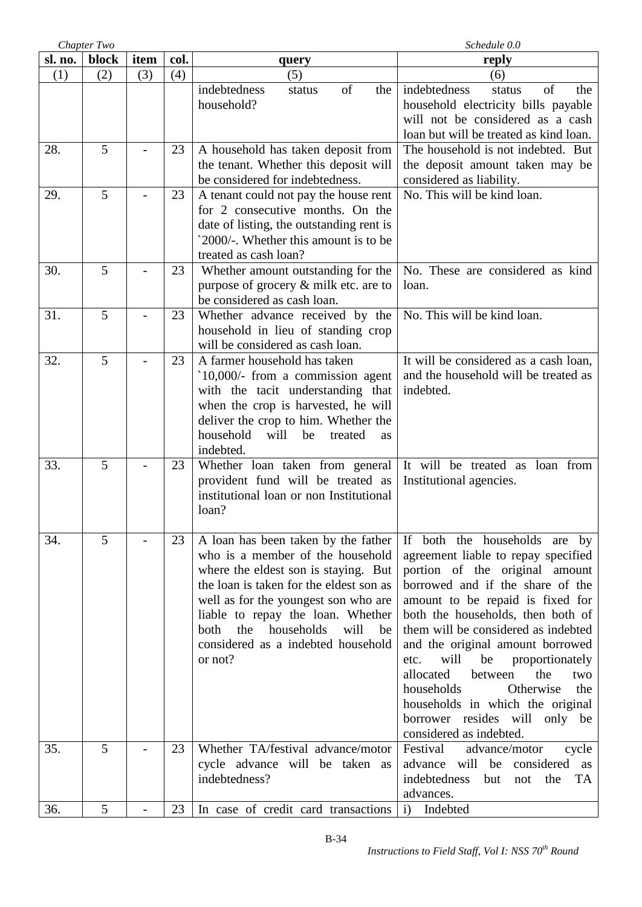| sl. no. | block | item | col. | query | reply |
|---|---|---|---|---|---|
| (1) | (2) | (3) | (4) | (5) | (6) |
| | | | | indebtedness status of the household? | indebtedness status of the household electricity bills payable will not be considered as a cash loan but will be treated as kind loan. |
| 28. | 5 | - | 23 | A household has taken deposit from the tenant. Whether this deposit will be considered for indebtedness. | The household is not indebted. But the deposit amount taken may be considered as liability. |
| 29. | 5 | - | 23 | A tenant could not pay the house rent for 2 consecutive months. On the date of listing, the outstanding rent is `2000/-. Whether this amount is to be treated as cash loan? | No. This will be kind loan. |
| 30. | 5 | - | 23 | Whether amount outstanding for the purpose of grocery & milk etc. are to be considered as cash loan. | No. These are considered as kind loan. |
| 31. | 5 | - | 23 | Whether advance received by the household in lieu of standing crop will be considered as cash loan. | No. This will be kind loan. |
| 32. | 5 | - | 23 | A farmer household has taken `10,000/- from a commission agent with the tacit understanding that when the crop is harvested, he will deliver the crop to him. Whether the household will be treated as indebted. | It will be considered as a cash loan, and the household will be treated as indebted. |
| 33. | 5 | - | 23 | Whether loan taken from general provident fund will be treated as institutional loan or non Institutional loan? | It will be treated as loan from Institutional agencies. |
| 34. | 5 | - | 23 | A loan has been taken by the father who is a member of the household where the eldest son is staying. But the loan is taken for the eldest son as well as for the youngest son who are liable to repay the loan. Whether both the households will be considered as a indebted household or not? | If both the households are by agreement liable to repay specified portion of the original amount borrowed and if the share of the amount to be repaid is fixed for both the households, then both of them will be considered as indebted and the original amount borrowed etc. will be proportionately allocated between the two households Otherwise the households in which the original borrower resides will only be considered as indebted. |
| 35. | 5 | - | 23 | Whether TA/festival advance/motor cycle advance will be taken as indebtedness? | Festival advance/motor cycle advance will be considered as indebtedness but not the TA advances. |
| 36. | 5 | - | 23 | In case of credit card transactions | i) Indebted |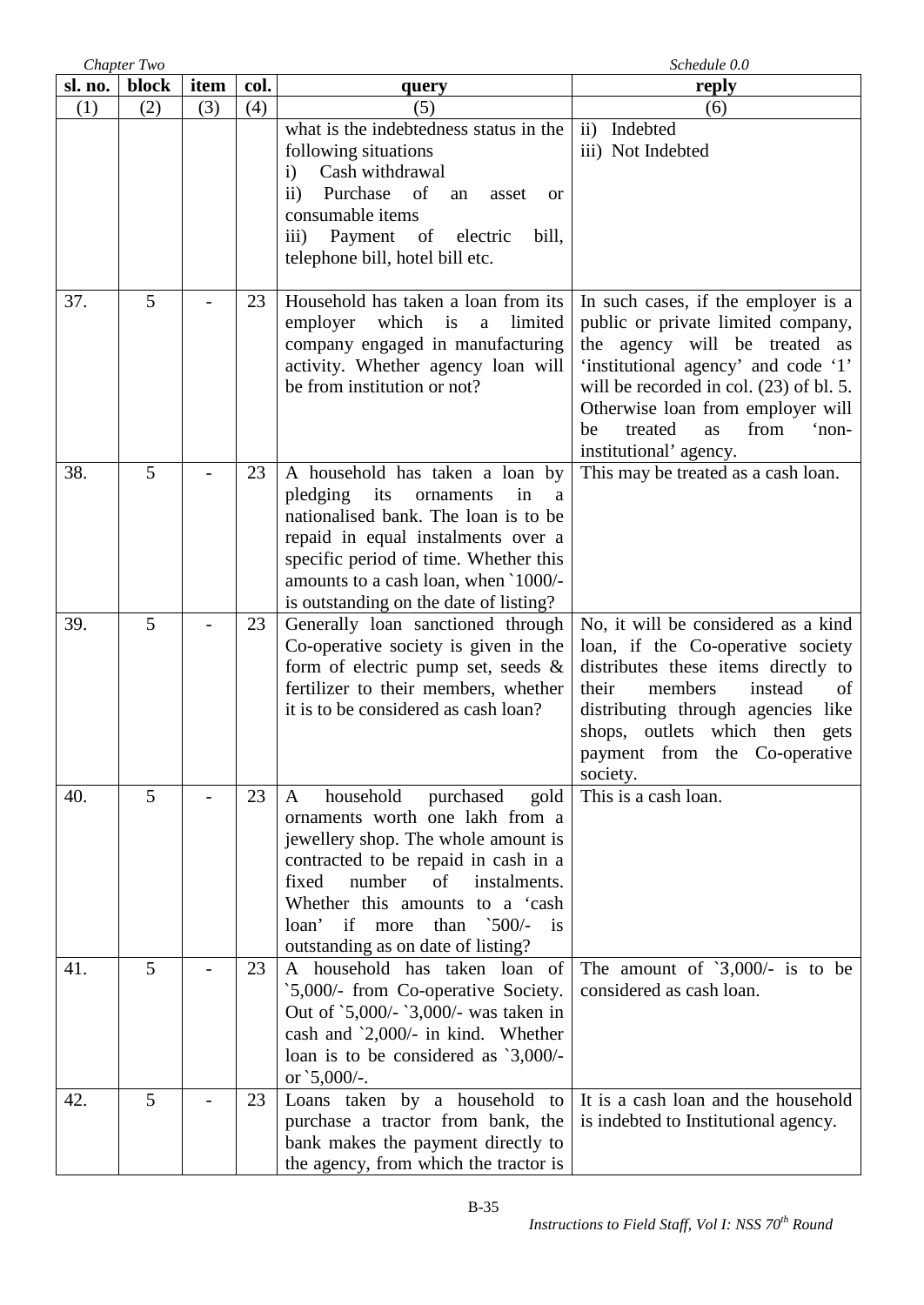| sl. no. | block | item | col. | query | reply |
|---|---|---|---|---|---|
| (1) | (2) | (3) | (4) | (5) | (6) |
| | | | | what is the indebtedness status in the following situations<br>i) Cash withdrawal<br>ii) Purchase of an asset or consumable items<br>iii) Payment of electric bill, telephone bill, hotel bill etc. | ii) Indebted<br>iii) Not Indebted |
| 37. | 5 | - | 23 | Household has taken a loan from its employer which is a limited company engaged in manufacturing activity. Whether agency loan will be from institution or not? | In such cases, if the employer is a public or private limited company, the agency will be treated as 'institutional agency' and code '1' will be recorded in col. (23) of bl. 5. Otherwise loan from employer will be treated as from 'non-institutional' agency. |
| 38. | 5 | - | 23 | A household has taken a loan by pledging its ornaments in a nationalised bank. The loan is to be repaid in equal instalments over a specific period of time. Whether this amounts to a cash loan, when `1000/- is outstanding on the date of listing? | This may be treated as a cash loan. |
| 39. | 5 | - | 23 | Generally loan sanctioned through Co-operative society is given in the form of electric pump set, seeds & fertilizer to their members, whether it is to be considered as cash loan? | No, it will be considered as a kind loan, if the Co-operative society distributes these items directly to their members instead of distributing through agencies like shops, outlets which then gets payment from the Co-operative society. |
| 40. | 5 | - | 23 | A household purchased gold ornaments worth one lakh from a jewellery shop. The whole amount is contracted to be repaid in cash in a fixed number of instalments. Whether this amounts to a 'cash loan' if more than `500/- is outstanding as on date of listing? | This is a cash loan. |
| 41. | 5 | - | 23 | A household has taken loan of `5,000/- from Co-operative Society. Out of `5,000/- `3,000/- was taken in cash and `2,000/- in kind. Whether loan is to be considered as `3,000/- or `5,000/-. | The amount of `3,000/- is to be considered as cash loan. |
| 42. | 5 | - | 23 | Loans taken by a household to purchase a tractor from bank, the bank makes the payment directly to the agency, from which the tractor is | It is a cash loan and the household is indebted to Institutional agency. |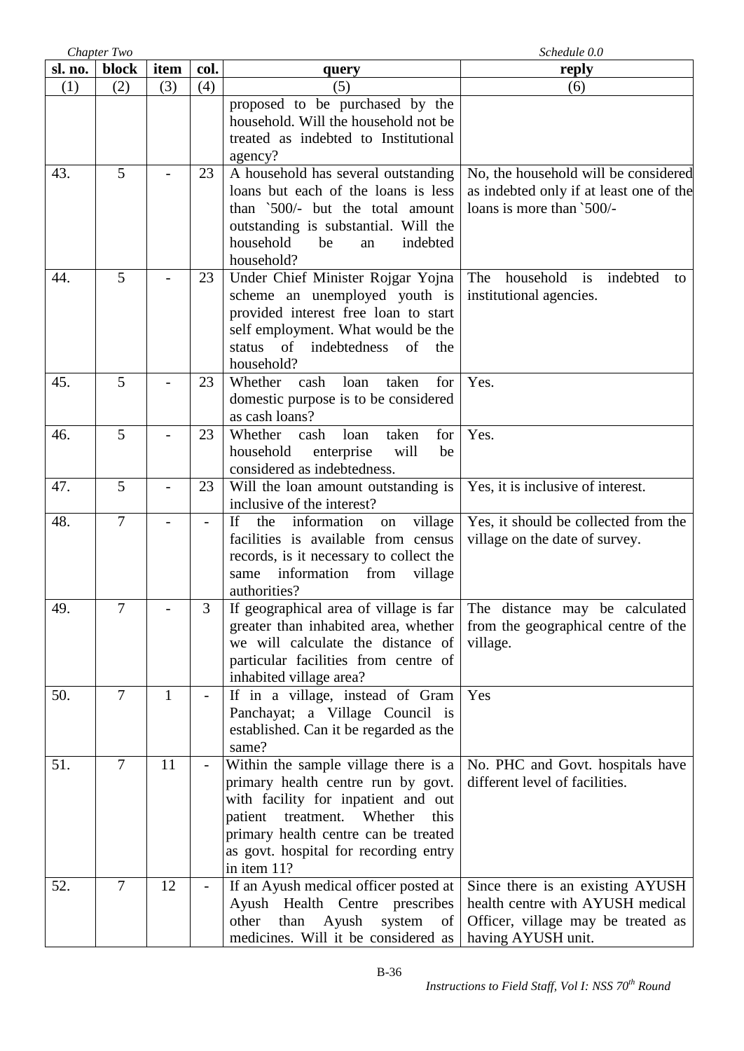| sl. no. | block | item | col. | query | reply |
|---|---|---|---|---|---|
| (1) | (2) | (3) | (4) | (5) | (6) |
| | | | | proposed to be purchased by the household. Will the household not be treated as indebted to Institutional agency? | |
| 43. | 5 | - | 23 | A household has several outstanding loans but each of the loans is less than `500/- but the total amount outstanding is substantial. Will the household be an indebted household? | No, the household will be considered as indebted only if at least one of the loans is more than `500/- |
| 44. | 5 | - | 23 | Under Chief Minister Rojgar Yojna scheme an unemployed youth is provided interest free loan to start self employment. What would be the status of indebtedness of the household? | The household is indebted to institutional agencies. |
| 45. | 5 | - | 23 | Whether cash loan taken for domestic purpose is to be considered as cash loans? | Yes. |
| 46. | 5 | - | 23 | Whether cash loan taken for household enterprise will be considered as indebtedness. | Yes. |
| 47. | 5 | - | 23 | Will the loan amount outstanding is inclusive of the interest? | Yes, it is inclusive of interest. |
| 48. | 7 | - | - | If the information on village facilities is available from census records, is it necessary to collect the same information from village authorities? | Yes, it should be collected from the village on the date of survey. |
| 49. | 7 | - | 3 | If geographical area of village is far greater than inhabited area, whether we will calculate the distance of particular facilities from centre of inhabited village area? | The distance may be calculated from the geographical centre of the village. |
| 50. | 7 | 1 | - | If in a village, instead of Gram Panchayat; a Village Council is established. Can it be regarded as the same? | Yes |
| 51. | 7 | 11 | - | Within the sample village there is a primary health centre run by govt. with facility for inpatient and out patient treatment. Whether this primary health centre can be treated as govt. hospital for recording entry in item 11? | No. PHC and Govt. hospitals have different level of facilities. |
| 52. | 7 | 12 | - | If an Ayush medical officer posted at Ayush Health Centre prescribes other than Ayush system of medicines. Will it be considered as | Since there is an existing AYUSH health centre with AYUSH medical Officer, village may be treated as having AYUSH unit. |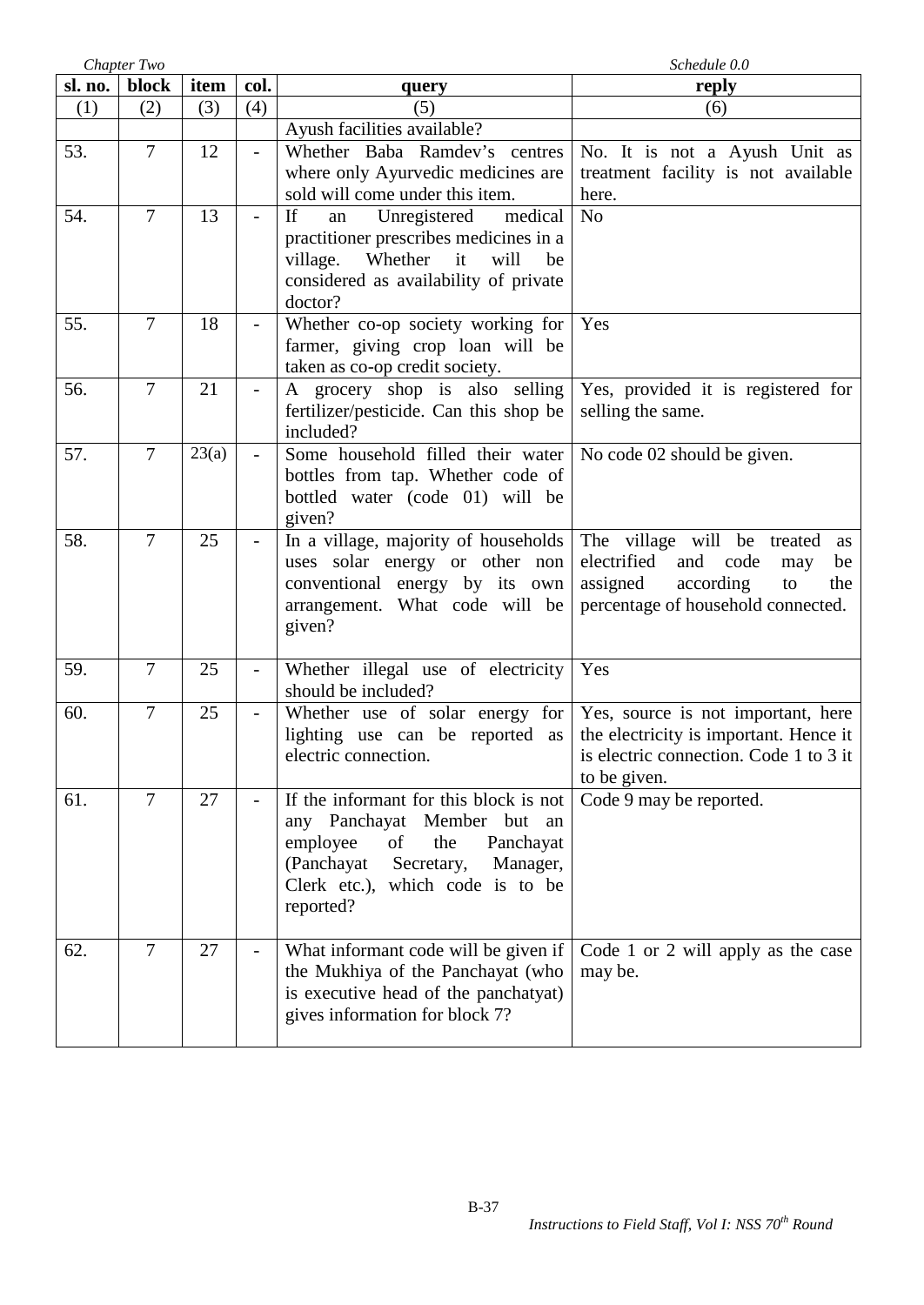| sl. no. | block | item | col. | query | reply |
|---|---|---|---|---|---|
| (1) | (2) | (3) | (4) | (5) | (6) |
| | | | | Ayush facilities available? | |
| 53. | 7 | 12 | - | Whether Baba Ramdev's centres where only Ayurvedic medicines are sold will come under this item. | No. It is not a Ayush Unit as treatment facility is not available here. |
| 54. | 7 | 13 | - | If an Unregistered medical practitioner prescribes medicines in a village. Whether it will be considered as availability of private doctor? | No |
| 55. | 7 | 18 | - | Whether co-op society working for farmer, giving crop loan will be taken as co-op credit society. | Yes |
| 56. | 7 | 21 | - | A grocery shop is also selling fertilizer/pesticide. Can this shop be included? | Yes, provided it is registered for selling the same. |
| 57. | 7 | 23(a) | - | Some household filled their water bottles from tap. Whether code of bottled water (code 01) will be given? | No code 02 should be given. |
| 58. | 7 | 25 | - | In a village, majority of households uses solar energy or other non conventional energy by its own arrangement. What code will be given? | The village will be treated as electrified and code may be assigned according to the percentage of household connected. |
| 59. | 7 | 25 | - | Whether illegal use of electricity should be included? | Yes |
| 60. | 7 | 25 | - | Whether use of solar energy for lighting use can be reported as electric connection. | Yes, source is not important, here the electricity is important. Hence it is electric connection. Code 1 to 3 it to be given. |
| 61. | 7 | 27 | - | If the informant for this block is not any Panchayat Member but an employee of the Panchayat (Panchayat Secretary, Manager, Clerk etc.), which code is to be reported? | Code 9 may be reported. |
| 62. | 7 | 27 | - | What informant code will be given if the Mukhiya of the Panchayat (who is executive head of the panchatyat) gives information for block 7? | Code 1 or 2 will apply as the case may be. |